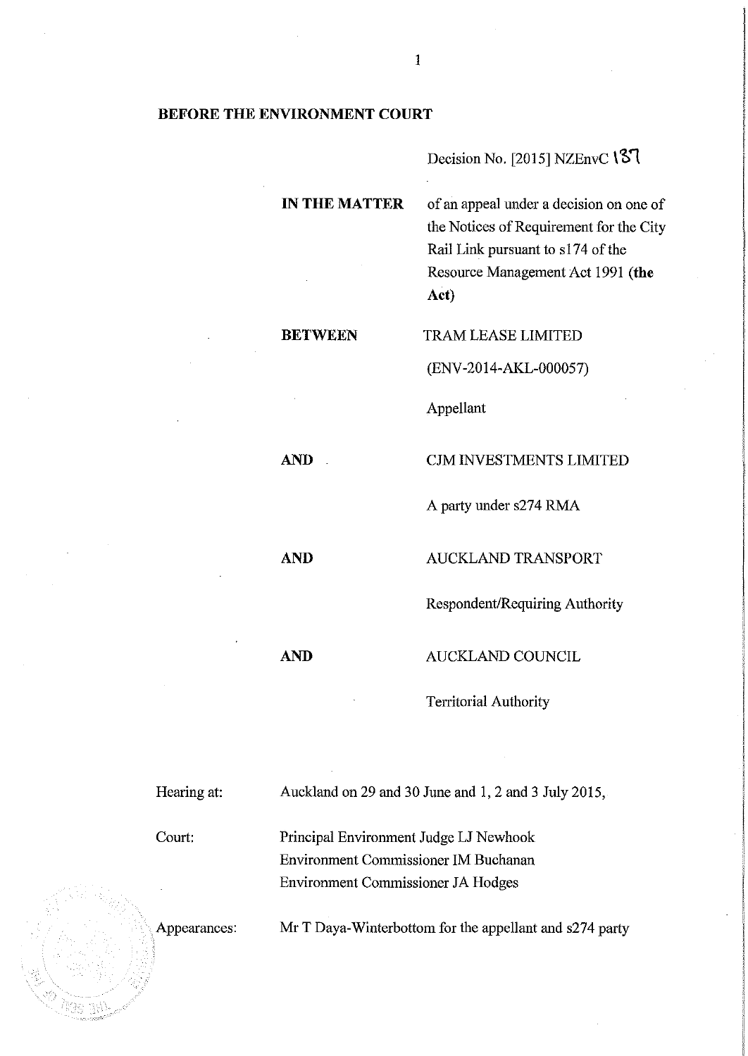**BEFORE THE ENVIRONMENT COURT**

Decision No. [2015] NZEnvC 137

| | |
|---|---|
| **IN THE MATTER** | of an appeal under a decision on one of the Notices of Requirement for the City Rail Link pursuant to s174 of the Resource Management Act 1991 **(the Act)** |
| **BETWEEN** | TRAM LEASE LIMITED |
| | (ENV-2014-AKL-000057) |
| | Appellant |
| **AND** | CJM INVESTMENTS LIMITED |
| | A party under s274 RMA |
| **AND** | AUCKLAND TRANSPORT |
| | Respondent/Requiring Authority |
| **AND** | AUCKLAND COUNCIL |
| | Territorial Authority |

| | |
|---|---|
| Hearing at: | Auckland on 29 and 30 June and 1, 2 and 3 July 2015, |
| Court: | Principal Environment Judge LJ Newhook<br>Environment Commissioner IM Buchanan<br>Environment Commissioner JA Hodges |
| Appearances: | Mr T Daya-Winterbottom for the appellant and s274 party |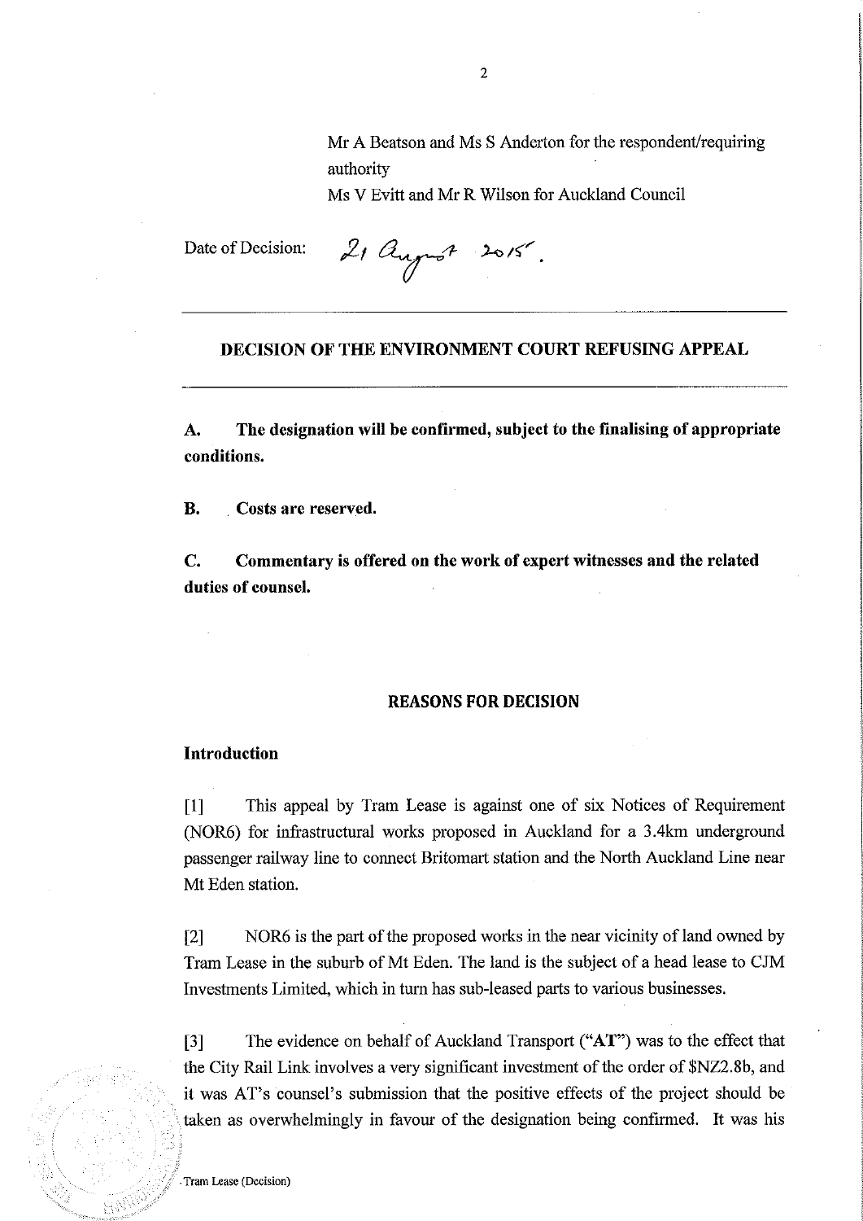Mr A Beatson and Ms S Anderton for the respondent/requiring authority

Ms V Evitt and Mr R Wilson for Auckland Council

Date of Decision: 21 August 2015.

---

## DECISION OF THE ENVIRONMENT COURT REFUSING APPEAL

---

**A. The designation will be confirmed, subject to the finalising of appropriate conditions.**

**B. Costs are reserved.**

**C. Commentary is offered on the work of expert witnesses and the related duties of counsel.**

## REASONS FOR DECISION

### Introduction

[1] This appeal by Tram Lease is against one of six Notices of Requirement (NOR6) for infrastructural works proposed in Auckland for a 3.4km underground passenger railway line to connect Britomart station and the North Auckland Line near Mt Eden station.

[2] NOR6 is the part of the proposed works in the near vicinity of land owned by Tram Lease in the suburb of Mt Eden. The land is the subject of a head lease to CJM Investments Limited, which in turn has sub-leased parts to various businesses.

[3] The evidence on behalf of Auckland Transport ("**AT**") was to the effect that the City Rail Link involves a very significant investment of the order of $NZ2.8b, and it was AT's counsel's submission that the positive effects of the project should be taken as overwhelmingly in favour of the designation being confirmed. It was his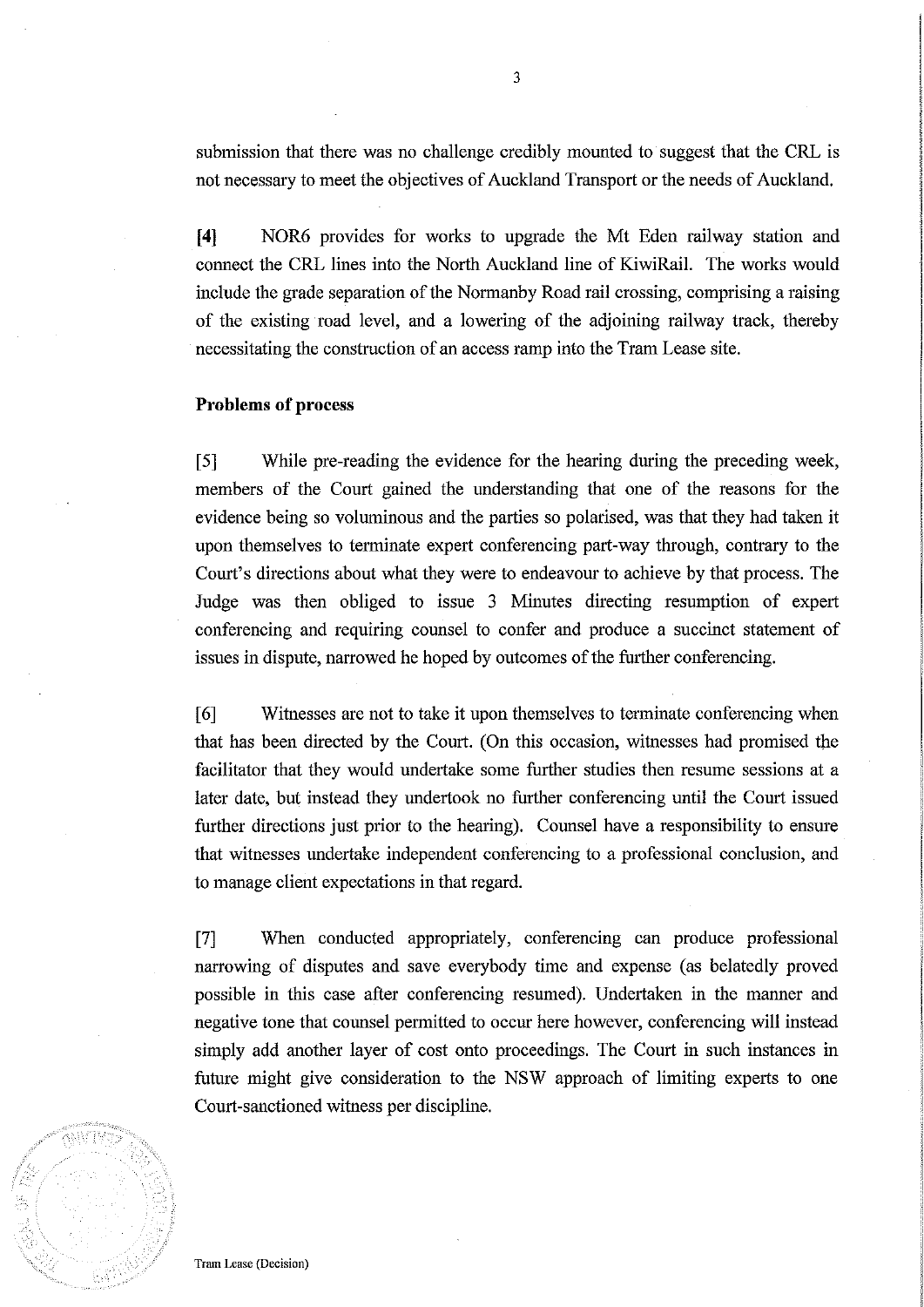submission that there was no challenge credibly mounted to suggest that the CRL is not necessary to meet the objectives of Auckland Transport or the needs of Auckland.

**[4]** NOR6 provides for works to upgrade the Mt Eden railway station and connect the CRL lines into the North Auckland line of KiwiRail. The works would include the grade separation of the Normanby Road rail crossing, comprising a raising of the existing road level, and a lowering of the adjoining railway track, thereby necessitating the construction of an access ramp into the Tram Lease site.

**Problems of process**

[5] While pre-reading the evidence for the hearing during the preceding week, members of the Court gained the understanding that one of the reasons for the evidence being so voluminous and the parties so polarised, was that they had taken it upon themselves to terminate expert conferencing part-way through, contrary to the Court's directions about what they were to endeavour to achieve by that process. The Judge was then obliged to issue 3 Minutes directing resumption of expert conferencing and requiring counsel to confer and produce a succinct statement of issues in dispute, narrowed he hoped by outcomes of the further conferencing.

[6] Witnesses are not to take it upon themselves to terminate conferencing when that has been directed by the Court. (On this occasion, witnesses had promised the facilitator that they would undertake some further studies then resume sessions at a later date, but instead they undertook no further conferencing until the Court issued further directions just prior to the hearing). Counsel have a responsibility to ensure that witnesses undertake independent conferencing to a professional conclusion, and to manage client expectations in that regard.

[7] When conducted appropriately, conferencing can produce professional narrowing of disputes and save everybody time and expense (as belatedly proved possible in this case after conferencing resumed). Undertaken in the manner and negative tone that counsel permitted to occur here however, conferencing will instead simply add another layer of cost onto proceedings. The Court in such instances in future might give consideration to the NSW approach of limiting experts to one Court-sanctioned witness per discipline.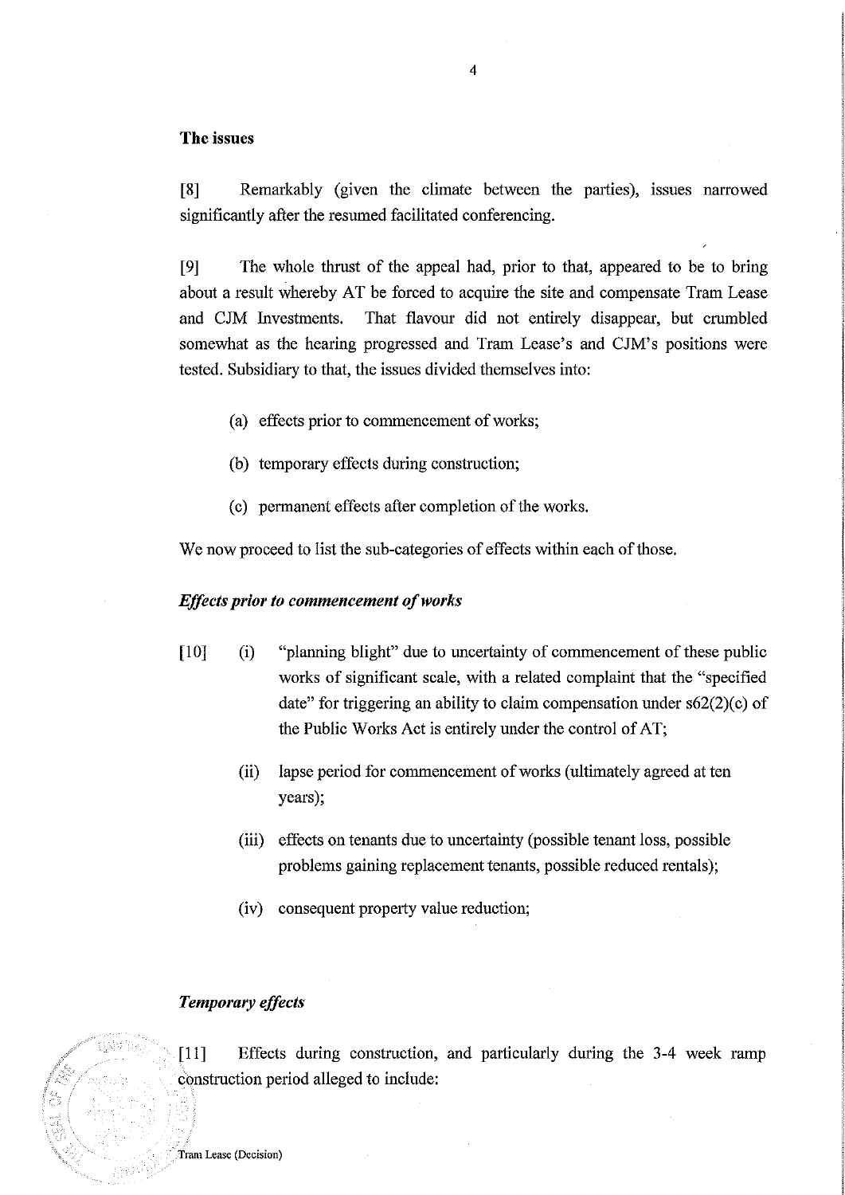## The issues

[8] Remarkably (given the climate between the parties), issues narrowed significantly after the resumed facilitated conferencing.

[9] The whole thrust of the appeal had, prior to that, appeared to be to bring about a result whereby AT be forced to acquire the site and compensate Tram Lease and CJM Investments. That flavour did not entirely disappear, but crumbled somewhat as the hearing progressed and Tram Lease's and CJM's positions were tested. Subsidiary to that, the issues divided themselves into:

(a) effects prior to commencement of works;

(b) temporary effects during construction;

(c) permanent effects after completion of the works.

We now proceed to list the sub-categories of effects within each of those.

### *Effects prior to commencement of works*

[10] (i) "planning blight" due to uncertainty of commencement of these public works of significant scale, with a related complaint that the "specified date" for triggering an ability to claim compensation under s62(2)(c) of the Public Works Act is entirely under the control of AT;

(ii) lapse period for commencement of works (ultimately agreed at ten years);

(iii) effects on tenants due to uncertainty (possible tenant loss, possible problems gaining replacement tenants, possible reduced rentals);

(iv) consequent property value reduction;

### *Temporary effects*

[11] Effects during construction, and particularly during the 3-4 week ramp construction period alleged to include: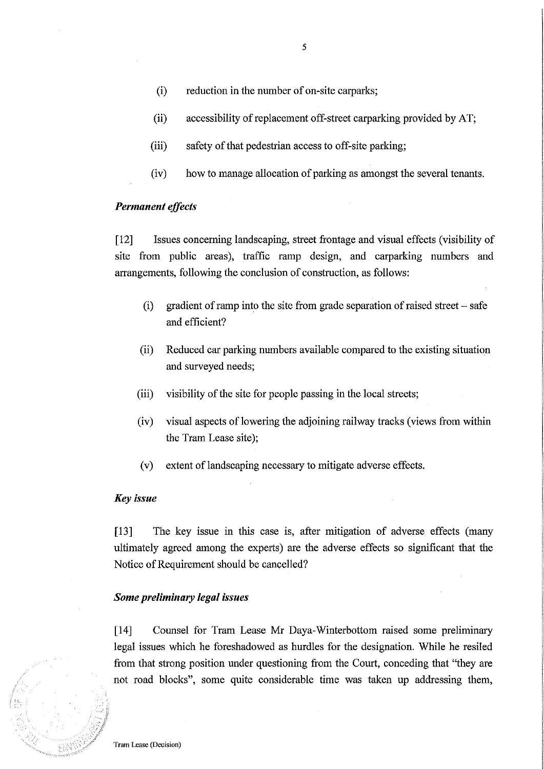(i) reduction in the number of on-site carparks;

(ii) accessibility of replacement off-street carparking provided by AT;

(iii) safety of that pedestrian access to off-site parking;

(iv) how to manage allocation of parking as amongst the several tenants.

### *Permanent effects*

[12] Issues concerning landscaping, street frontage and visual effects (visibility of site from public areas), traffic ramp design, and carparking numbers and arrangements, following the conclusion of construction, as follows:

(i) gradient of ramp into the site from grade separation of raised street – safe and efficient?

(ii) Reduced car parking numbers available compared to the existing situation and surveyed needs;

(iii) visibility of the site for people passing in the local streets;

(iv) visual aspects of lowering the adjoining railway tracks (views from within the Tram Lease site);

(v) extent of landscaping necessary to mitigate adverse effects.

### *Key issue*

[13] The key issue in this case is, after mitigation of adverse effects (many ultimately agreed among the experts) are the adverse effects so significant that the Notice of Requirement should be cancelled?

### *Some preliminary legal issues*

[14] Counsel for Tram Lease Mr Daya-Winterbottom raised some preliminary legal issues which he foreshadowed as hurdles for the designation. While he resiled from that strong position under questioning from the Court, conceding that "they are not road blocks", some quite considerable time was taken up addressing them,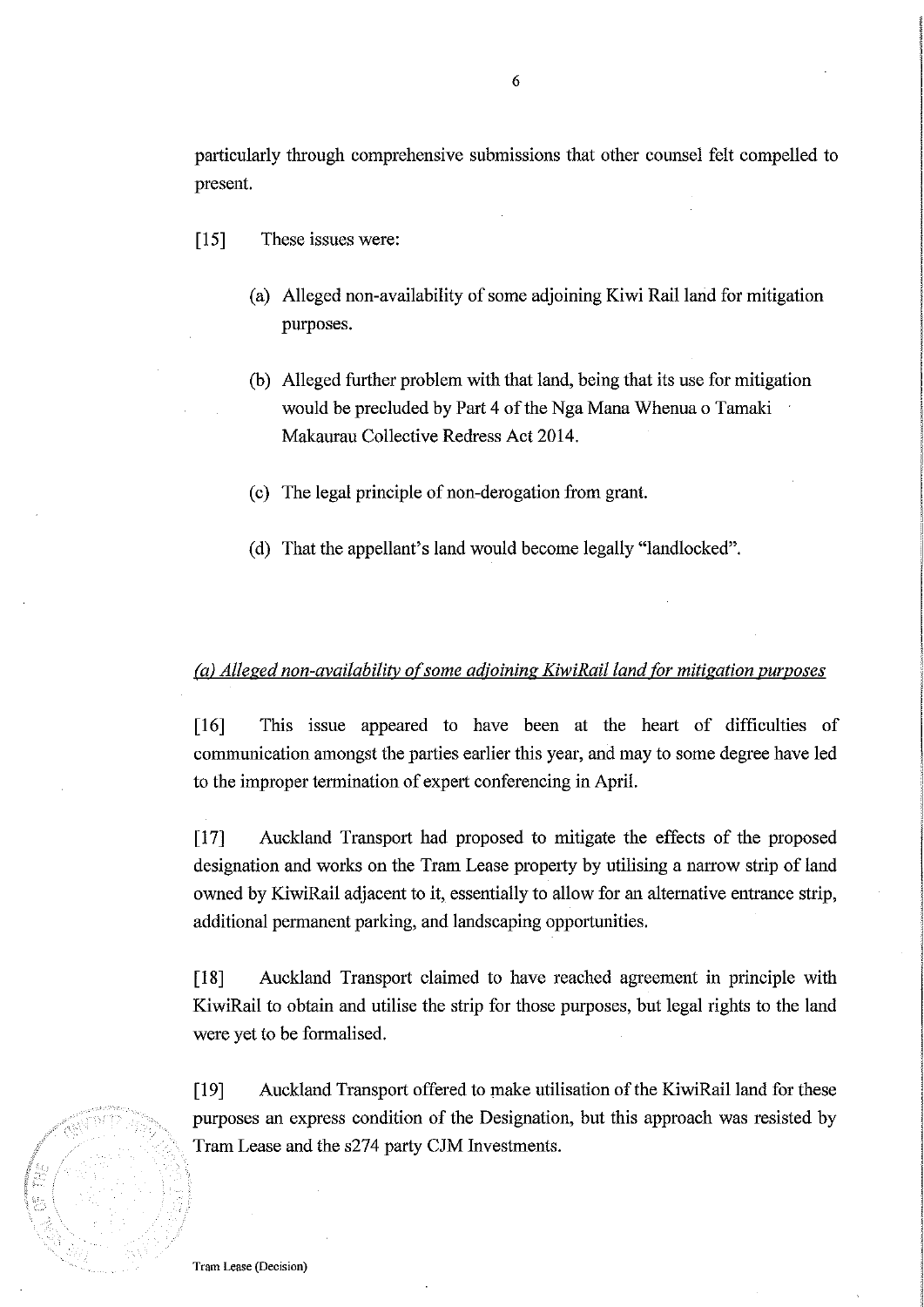particularly through comprehensive submissions that other counsel felt compelled to present.

[15] These issues were:

(a) Alleged non-availability of some adjoining Kiwi Rail land for mitigation purposes.

(b) Alleged further problem with that land, being that its use for mitigation would be precluded by Part 4 of the Nga Mana Whenua o Tamaki Makaurau Collective Redress Act 2014.

(c) The legal principle of non-derogation from grant.

(d) That the appellant's land would become legally "landlocked".

*(a) Alleged non-availability of some adjoining KiwiRail land for mitigation purposes*

[16] This issue appeared to have been at the heart of difficulties of communication amongst the parties earlier this year, and may to some degree have led to the improper termination of expert conferencing in April.

[17] Auckland Transport had proposed to mitigate the effects of the proposed designation and works on the Tram Lease property by utilising a narrow strip of land owned by KiwiRail adjacent to it, essentially to allow for an alternative entrance strip, additional permanent parking, and landscaping opportunities.

[18] Auckland Transport claimed to have reached agreement in principle with KiwiRail to obtain and utilise the strip for those purposes, but legal rights to the land were yet to be formalised.

[19] Auckland Transport offered to make utilisation of the KiwiRail land for these purposes an express condition of the Designation, but this approach was resisted by Tram Lease and the s274 party CJM Investments.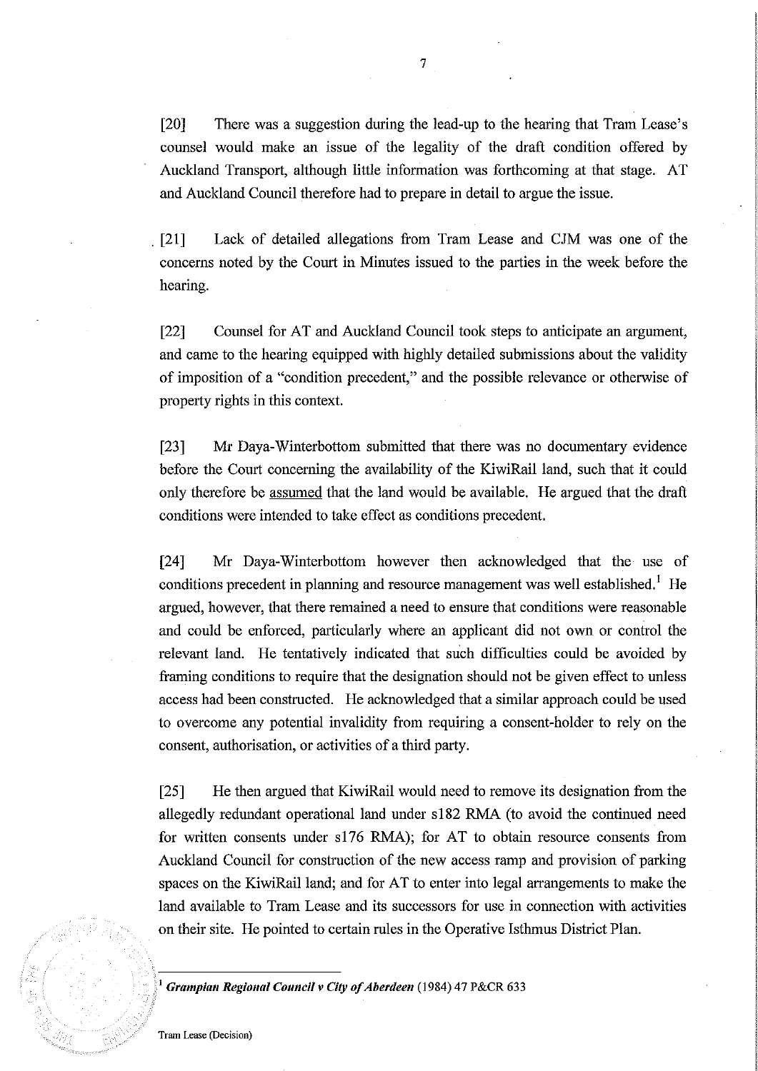[20] There was a suggestion during the lead-up to the hearing that Tram Lease's counsel would make an issue of the legality of the draft condition offered by Auckland Transport, although little information was forthcoming at that stage. AT and Auckland Council therefore had to prepare in detail to argue the issue.

[21] Lack of detailed allegations from Tram Lease and CJM was one of the concerns noted by the Court in Minutes issued to the parties in the week before the hearing.

[22] Counsel for AT and Auckland Council took steps to anticipate an argument, and came to the hearing equipped with highly detailed submissions about the validity of imposition of a "condition precedent," and the possible relevance or otherwise of property rights in this context.

[23] Mr Daya-Winterbottom submitted that there was no documentary evidence before the Court concerning the availability of the KiwiRail land, such that it could only therefore be assumed that the land would be available. He argued that the draft conditions were intended to take effect as conditions precedent.

[24] Mr Daya-Winterbottom however then acknowledged that the use of conditions precedent in planning and resource management was well established.[1] He argued, however, that there remained a need to ensure that conditions were reasonable and could be enforced, particularly where an applicant did not own or control the relevant land. He tentatively indicated that such difficulties could be avoided by framing conditions to require that the designation should not be given effect to unless access had been constructed. He acknowledged that a similar approach could be used to overcome any potential invalidity from requiring a consent-holder to rely on the consent, authorisation, or activities of a third party.

[25] He then argued that KiwiRail would need to remove its designation from the allegedly redundant operational land under s182 RMA (to avoid the continued need for written consents under s176 RMA); for AT to obtain resource consents from Auckland Council for construction of the new access ramp and provision of parking spaces on the KiwiRail land; and for AT to enter into legal arrangements to make the land available to Tram Lease and its successors for use in connection with activities on their site. He pointed to certain rules in the Operative Isthmus District Plan.

[1] ***Grampian Regional Council v City of Aberdeen*** (1984) 47 P&CR 633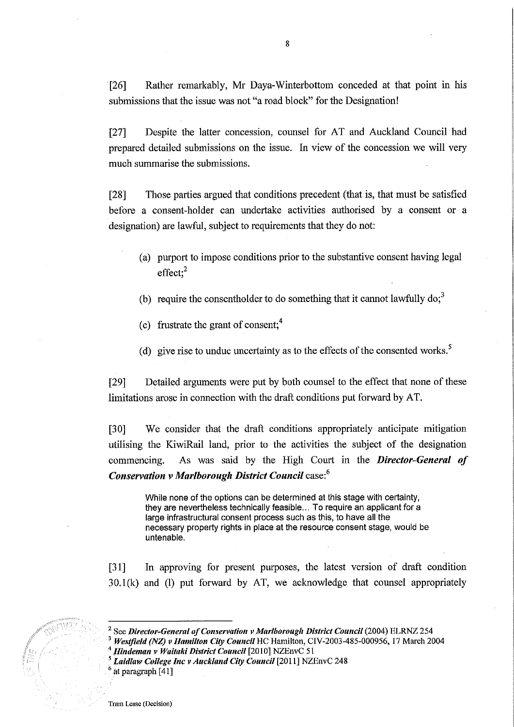[26] Rather remarkably, Mr Daya-Winterbottom conceded at that point in his submissions that the issue was not "a road block" for the Designation!

[27] Despite the latter concession, counsel for AT and Auckland Council had prepared detailed submissions on the issue. In view of the concession we will very much summarise the submissions.

[28] Those parties argued that conditions precedent (that is, that must be satisfied before a consent-holder can undertake activities authorised by a consent or a designation) are lawful, subject to requirements that they do not:

(a) purport to impose conditions prior to the substantive consent having legal effect;[2]

(b) require the consentholder to do something that it cannot lawfully do;[3]

(c) frustrate the grant of consent;[4]

(d) give rise to undue uncertainty as to the effects of the consented works.[5]

[29] Detailed arguments were put by both counsel to the effect that none of these limitations arose in connection with the draft conditions put forward by AT.

[30] We consider that the draft conditions appropriately anticipate mitigation utilising the KiwiRail land, prior to the activities the subject of the designation commencing. As was said by the High Court in the ***Director-General of Conservation v Marlborough District Council*** case:[6]

> While none of the options can be determined at this stage with certainty, they are nevertheless technically feasible... To require an applicant for a large infrastructural consent process such as this, to have all the necessary property rights in place at the resource consent stage, would be untenable.

[31] In approving for present purposes, the latest version of draft condition 30.1(k) and (l) put forward by AT, we acknowledge that counsel appropriately

---

[2] See ***Director-General of Conservation v Marlborough District Council*** (2004) ELRNZ 254

[3] ***Westfield (NZ) v Hamilton City Council*** HC Hamilton, CIV-2003-485-000956, 17 March 2004

[4] ***Hindeman v Waitaki District Council*** [2010] NZEnvC 51

[5] ***Laidlaw College Inc v Auckland City Council*** [2011] NZEnvC 248

[6] at paragraph [41]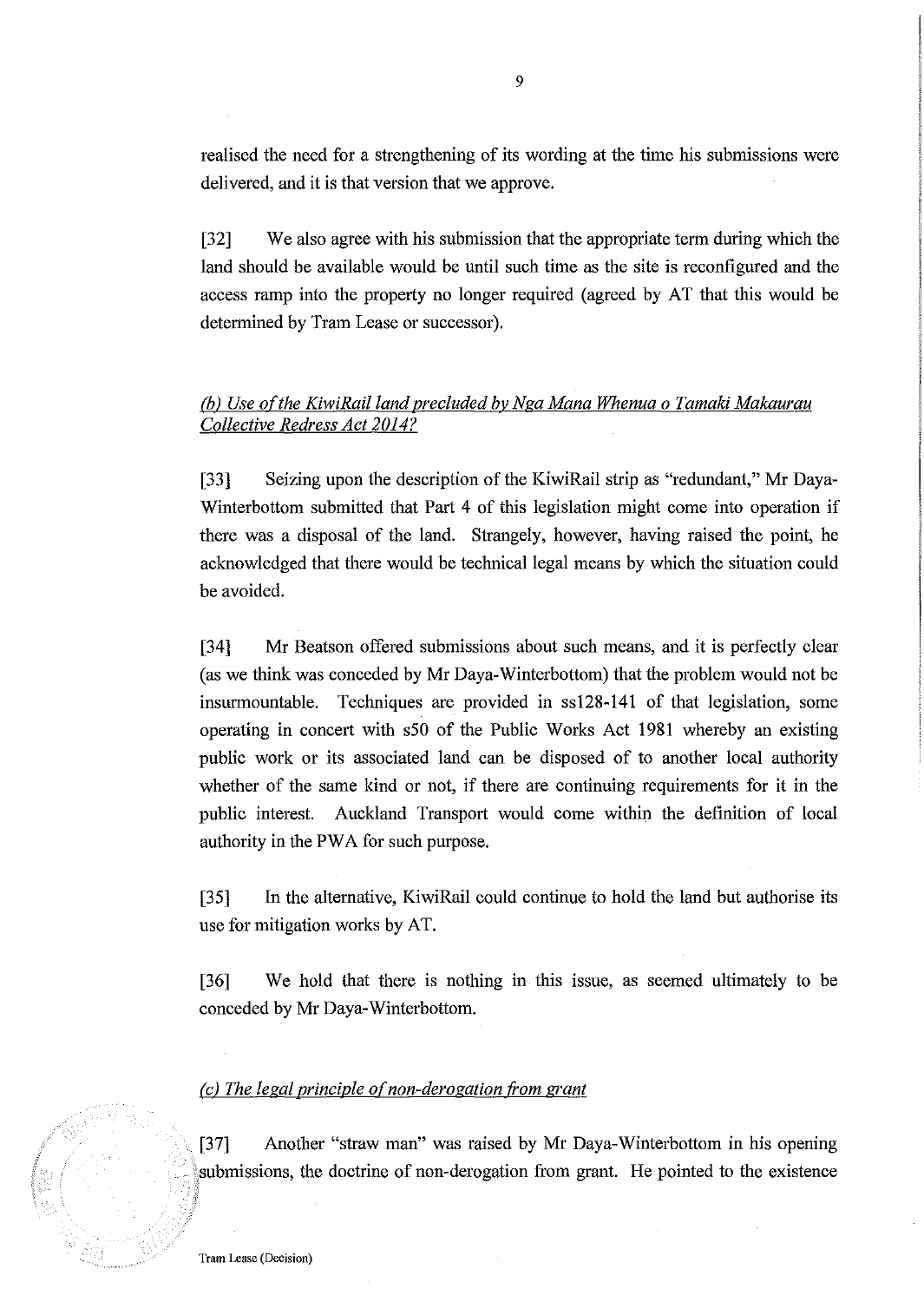realised the need for a strengthening of its wording at the time his submissions were delivered, and it is that version that we approve.

[32] We also agree with his submission that the appropriate term during which the land should be available would be until such time as the site is reconfigured and the access ramp into the property no longer required (agreed by AT that this would be determined by Tram Lease or successor).

*(b) Use of the KiwiRail land precluded by Nga Mana Whenua o Tamaki Makaurau Collective Redress Act 2014?*

[33] Seizing upon the description of the KiwiRail strip as "redundant," Mr Daya-Winterbottom submitted that Part 4 of this legislation might come into operation if there was a disposal of the land. Strangely, however, having raised the point, he acknowledged that there would be technical legal means by which the situation could be avoided.

[34] Mr Beatson offered submissions about such means, and it is perfectly clear (as we think was conceded by Mr Daya-Winterbottom) that the problem would not be insurmountable. Techniques are provided in ss128-141 of that legislation, some operating in concert with s50 of the Public Works Act 1981 whereby an existing public work or its associated land can be disposed of to another local authority whether of the same kind or not, if there are continuing requirements for it in the public interest. Auckland Transport would come within the definition of local authority in the PWA for such purpose.

[35] In the alternative, KiwiRail could continue to hold the land but authorise its use for mitigation works by AT.

[36] We hold that there is nothing in this issue, as seemed ultimately to be conceded by Mr Daya-Winterbottom.

*(c) The legal principle of non-derogation from grant*

[37] Another "straw man" was raised by Mr Daya-Winterbottom in his opening submissions, the doctrine of non-derogation from grant. He pointed to the existence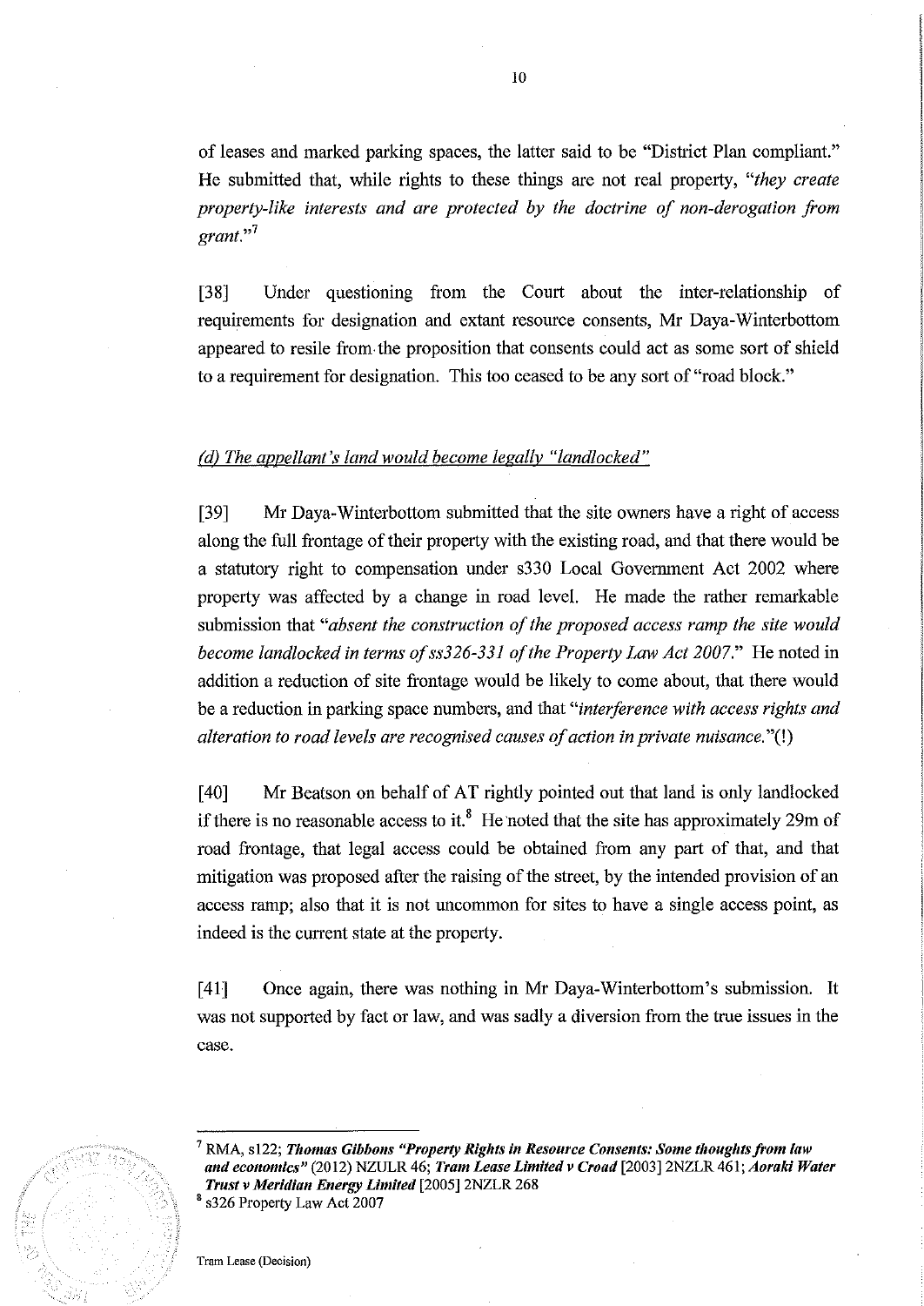of leases and marked parking spaces, the latter said to be "District Plan compliant." He submitted that, while rights to these things are not real property, "*they create property-like interests and are protected by the doctrine of non-derogation from grant.*"[7]

[38] Under questioning from the Court about the inter-relationship of requirements for designation and extant resource consents, Mr Daya-Winterbottom appeared to resile from the proposition that consents could act as some sort of shield to a requirement for designation. This too ceased to be any sort of "road block."

*(d) The appellant's land would become legally "landlocked"*

[39] Mr Daya-Winterbottom submitted that the site owners have a right of access along the full frontage of their property with the existing road, and that there would be a statutory right to compensation under s330 Local Government Act 2002 where property was affected by a change in road level. He made the rather remarkable submission that "*absent the construction of the proposed access ramp the site would become landlocked in terms of ss326-331 of the Property Law Act 2007.*" He noted in addition a reduction of site frontage would be likely to come about, that there would be a reduction in parking space numbers, and that "*interference with access rights and alteration to road levels are recognised causes of action in private nuisance.*"(!)

[40] Mr Beatson on behalf of AT rightly pointed out that land is only landlocked if there is no reasonable access to it.[8] He noted that the site has approximately 29m of road frontage, that legal access could be obtained from any part of that, and that mitigation was proposed after the raising of the street, by the intended provision of an access ramp; also that it is not uncommon for sites to have a single access point, as indeed is the current state at the property.

[41] Once again, there was nothing in Mr Daya-Winterbottom's submission. It was not supported by fact or law, and was sadly a diversion from the true issues in the case.

---

[7] RMA, s122; ***Thomas Gibbons "Property Rights in Resource Consents: Some thoughts from law and economics"*** (2012) NZULR 46; ***Tram Lease Limited v Croad*** [2003] 2NZLR 461; ***Aoraki Water Trust v Meridian Energy Limited*** [2005] 2NZLR 268

[8] s326 Property Law Act 2007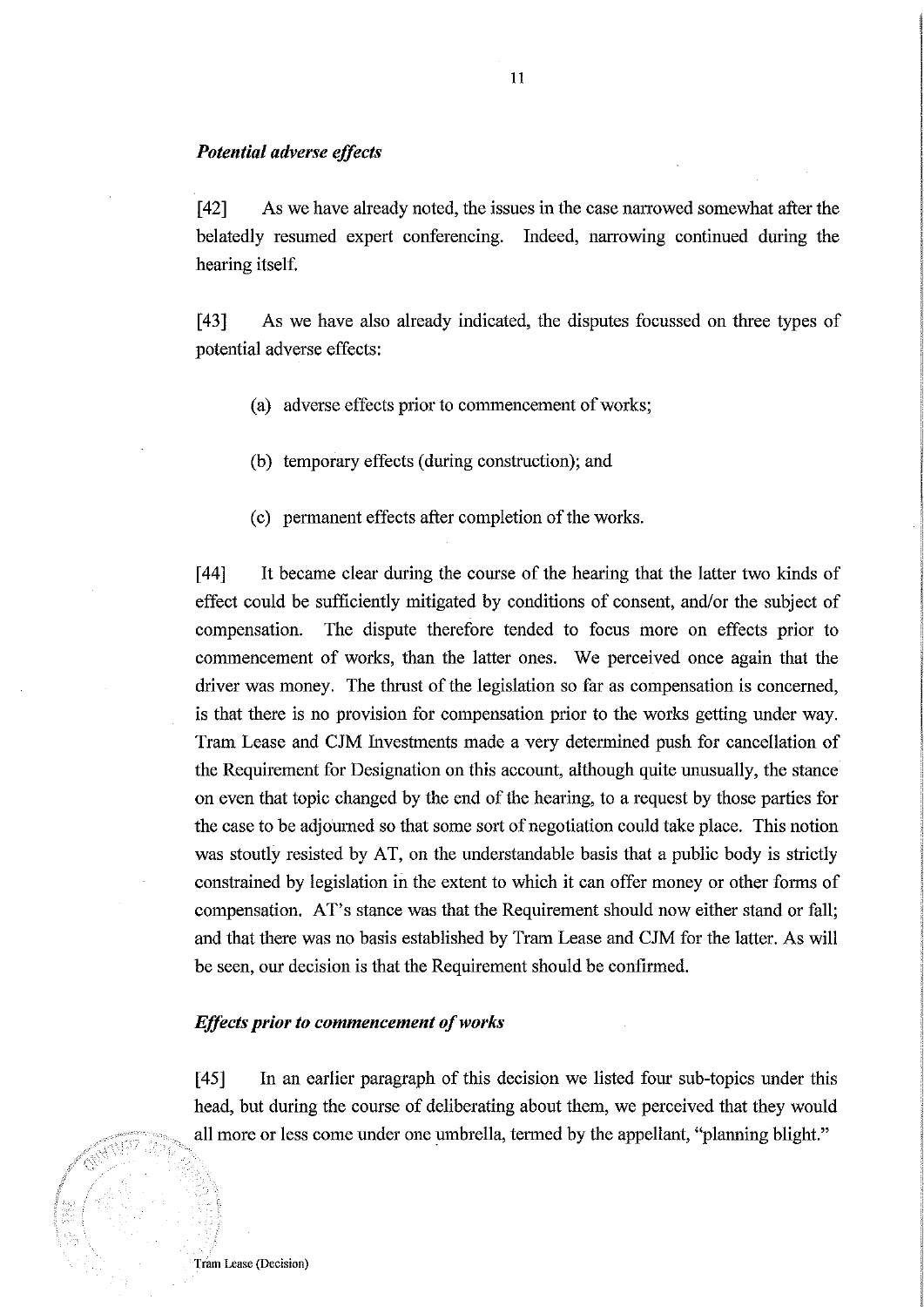### *Potential adverse effects*

[42] As we have already noted, the issues in the case narrowed somewhat after the belatedly resumed expert conferencing. Indeed, narrowing continued during the hearing itself.

[43] As we have also already indicated, the disputes focussed on three types of potential adverse effects:

(a) adverse effects prior to commencement of works;

(b) temporary effects (during construction); and

(c) permanent effects after completion of the works.

[44] It became clear during the course of the hearing that the latter two kinds of effect could be sufficiently mitigated by conditions of consent, and/or the subject of compensation. The dispute therefore tended to focus more on effects prior to commencement of works, than the latter ones. We perceived once again that the driver was money. The thrust of the legislation so far as compensation is concerned, is that there is no provision for compensation prior to the works getting under way. Tram Lease and CJM Investments made a very determined push for cancellation of the Requirement for Designation on this account, although quite unusually, the stance on even that topic changed by the end of the hearing, to a request by those parties for the case to be adjourned so that some sort of negotiation could take place. This notion was stoutly resisted by AT, on the understandable basis that a public body is strictly constrained by legislation in the extent to which it can offer money or other forms of compensation. AT's stance was that the Requirement should now either stand or fall; and that there was no basis established by Tram Lease and CJM for the latter. As will be seen, our decision is that the Requirement should be confirmed.

### *Effects prior to commencement of works*

[45] In an earlier paragraph of this decision we listed four sub-topics under this head, but during the course of deliberating about them, we perceived that they would all more or less come under one umbrella, termed by the appellant, "planning blight."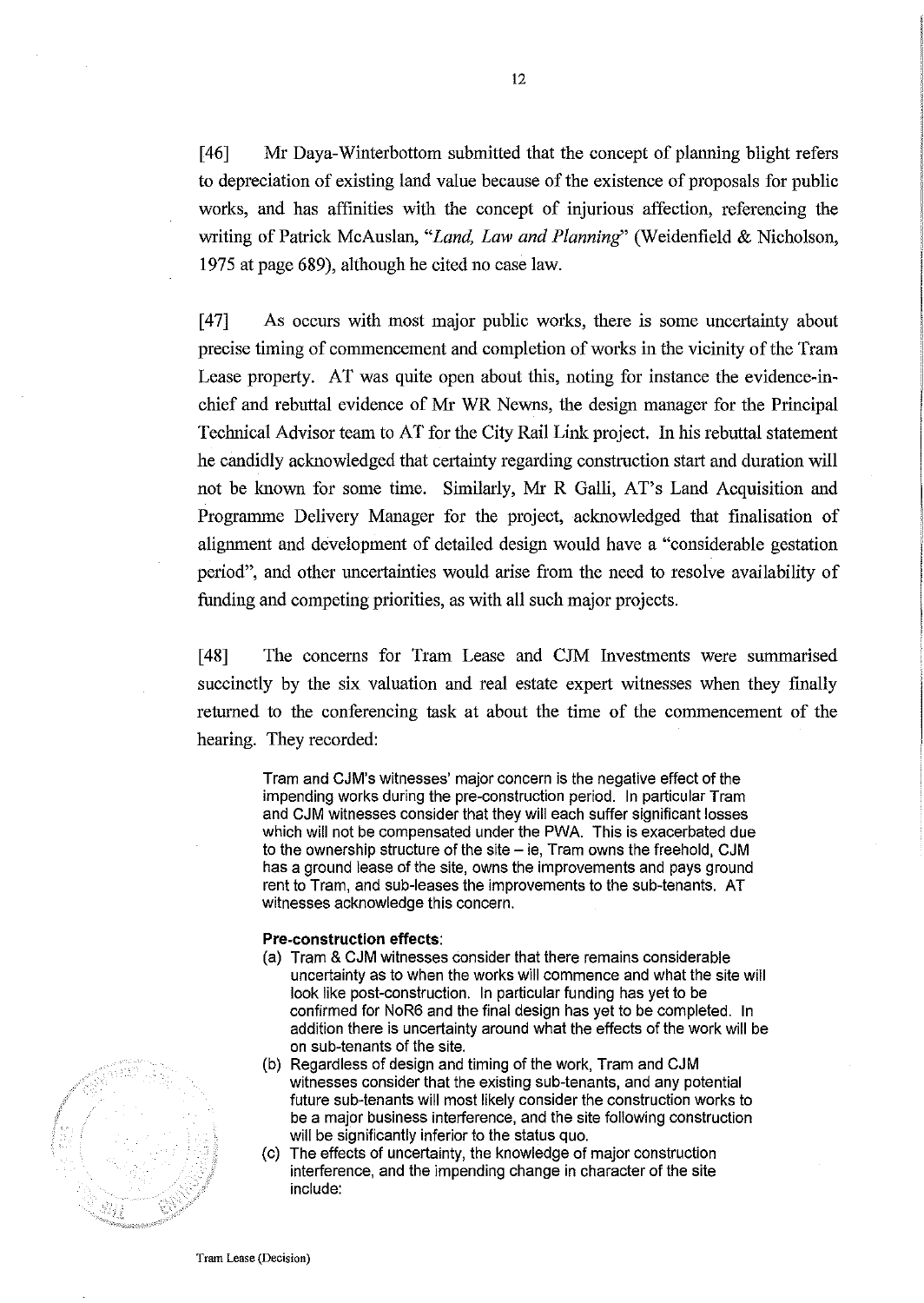[46] Mr Daya-Winterbottom submitted that the concept of planning blight refers to depreciation of existing land value because of the existence of proposals for public works, and has affinities with the concept of injurious affection, referencing the writing of Patrick McAuslan, "*Land, Law and Planning*" (Weidenfield & Nicholson, 1975 at page 689), although he cited no case law.

[47] As occurs with most major public works, there is some uncertainty about precise timing of commencement and completion of works in the vicinity of the Tram Lease property. AT was quite open about this, noting for instance the evidence-in-chief and rebuttal evidence of Mr WR Newns, the design manager for the Principal Technical Advisor team to AT for the City Rail Link project. In his rebuttal statement he candidly acknowledged that certainty regarding construction start and duration will not be known for some time. Similarly, Mr R Galli, AT's Land Acquisition and Programme Delivery Manager for the project, acknowledged that finalisation of alignment and development of detailed design would have a "considerable gestation period", and other uncertainties would arise from the need to resolve availability of funding and competing priorities, as with all such major projects.

[48] The concerns for Tram Lease and CJM Investments were summarised succinctly by the six valuation and real estate expert witnesses when they finally returned to the conferencing task at about the time of the commencement of the hearing. They recorded:

> Tram and CJM's witnesses' major concern is the negative effect of the impending works during the pre-construction period. In particular Tram and CJM witnesses consider that they will each suffer significant losses which will not be compensated under the PWA. This is exacerbated due to the ownership structure of the site – ie, Tram owns the freehold, CJM has a ground lease of the site, owns the improvements and pays ground rent to Tram, and sub-leases the improvements to the sub-tenants. AT witnesses acknowledge this concern.
>
> **Pre-construction effects**:
>
> (a) Tram & CJM witnesses consider that there remains considerable uncertainty as to when the works will commence and what the site will look like post-construction. In particular funding has yet to be confirmed for NoR6 and the final design has yet to be completed. In addition there is uncertainty around what the effects of the work will be on sub-tenants of the site.
>
> (b) Regardless of design and timing of the work, Tram and CJM witnesses consider that the existing sub-tenants, and any potential future sub-tenants will most likely consider the construction works to be a major business interference, and the site following construction will be significantly inferior to the status quo.
>
> (c) The effects of uncertainty, the knowledge of major construction interference, and the impending change in character of the site include: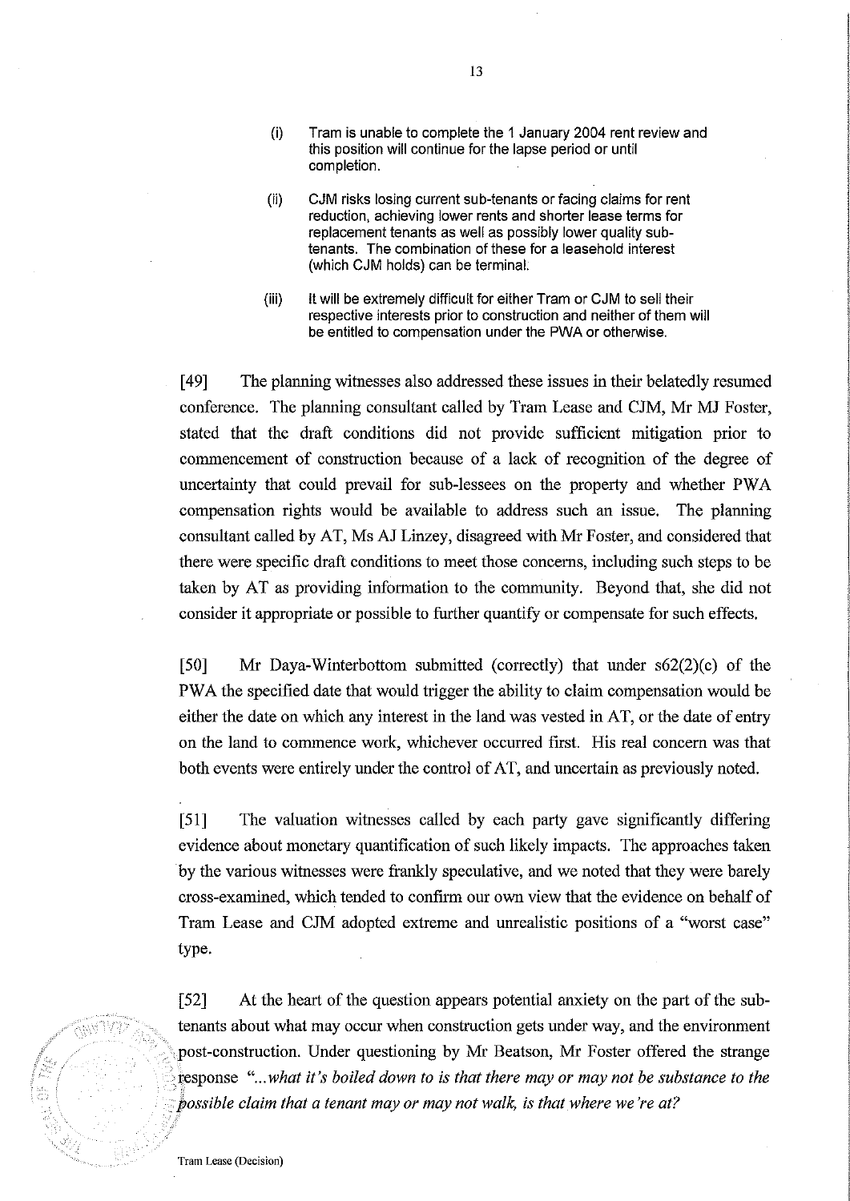(i) Tram is unable to complete the 1 January 2004 rent review and this position will continue for the lapse period or until completion.

(ii) CJM risks losing current sub-tenants or facing claims for rent reduction, achieving lower rents and shorter lease terms for replacement tenants as well as possibly lower quality sub-tenants. The combination of these for a leasehold interest (which CJM holds) can be terminal.

(iii) It will be extremely difficult for either Tram or CJM to sell their respective interests prior to construction and neither of them will be entitled to compensation under the PWA or otherwise.

[49] The planning witnesses also addressed these issues in their belatedly resumed conference. The planning consultant called by Tram Lease and CJM, Mr MJ Foster, stated that the draft conditions did not provide sufficient mitigation prior to commencement of construction because of a lack of recognition of the degree of uncertainty that could prevail for sub-lessees on the property and whether PWA compensation rights would be available to address such an issue. The planning consultant called by AT, Ms AJ Linzey, disagreed with Mr Foster, and considered that there were specific draft conditions to meet those concerns, including such steps to be taken by AT as providing information to the community. Beyond that, she did not consider it appropriate or possible to further quantify or compensate for such effects.

[50] Mr Daya-Winterbottom submitted (correctly) that under s62(2)(c) of the PWA the specified date that would trigger the ability to claim compensation would be either the date on which any interest in the land was vested in AT, or the date of entry on the land to commence work, whichever occurred first. His real concern was that both events were entirely under the control of AT, and uncertain as previously noted.

[51] The valuation witnesses called by each party gave significantly differing evidence about monetary quantification of such likely impacts. The approaches taken by the various witnesses were frankly speculative, and we noted that they were barely cross-examined, which tended to confirm our own view that the evidence on behalf of Tram Lease and CJM adopted extreme and unrealistic positions of a "worst case" type.

[52] At the heart of the question appears potential anxiety on the part of the sub-tenants about what may occur when construction gets under way, and the environment post-construction. Under questioning by Mr Beatson, Mr Foster offered the strange response *"...what it's boiled down to is that there may or may not be substance to the possible claim that a tenant may or may not walk, is that where we're at?*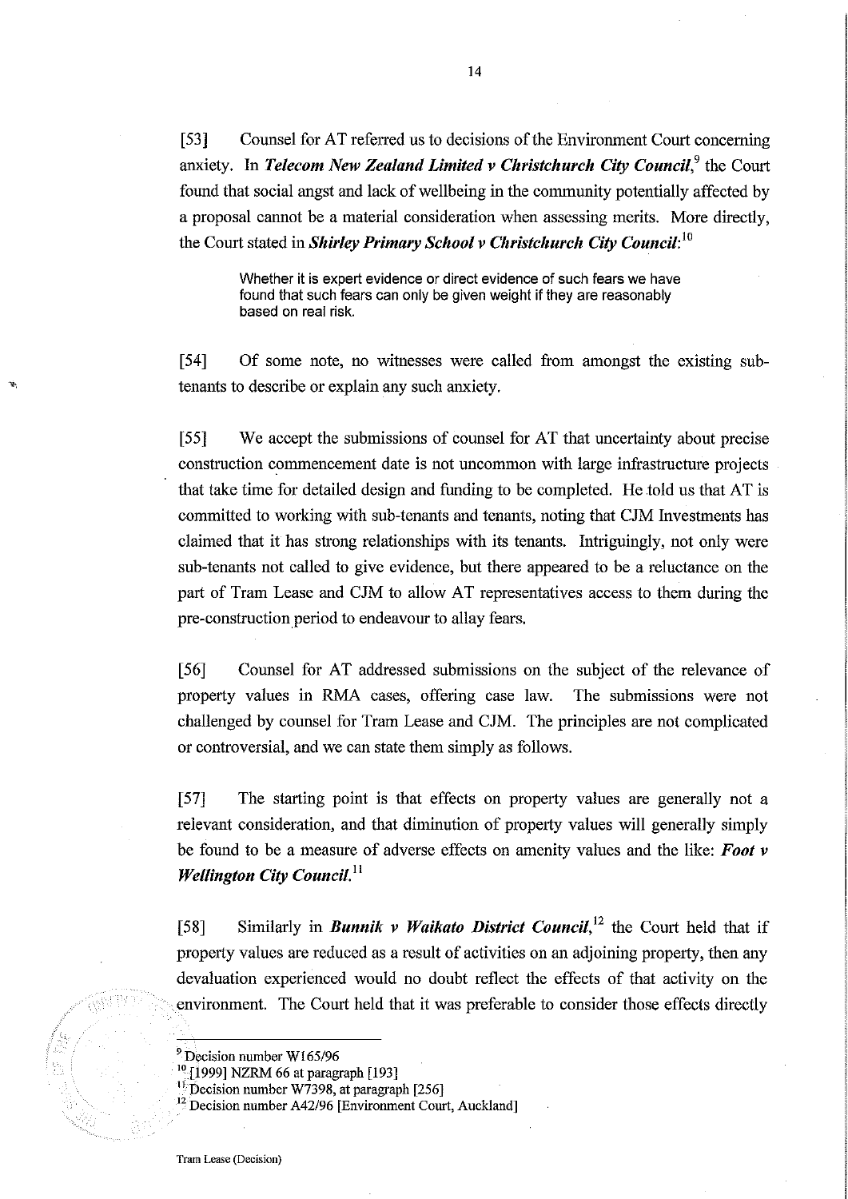[53] Counsel for AT referred us to decisions of the Environment Court concerning anxiety. In ***Telecom New Zealand Limited v Christchurch City Council***,[9] the Court found that social angst and lack of wellbeing in the community potentially affected by a proposal cannot be a material consideration when assessing merits. More directly, the Court stated in ***Shirley Primary School v Christchurch City Council***:[10]

> Whether it is expert evidence or direct evidence of such fears we have found that such fears can only be given weight if they are reasonably based on real risk.

[54] Of some note, no witnesses were called from amongst the existing sub-tenants to describe or explain any such anxiety.

[55] We accept the submissions of counsel for AT that uncertainty about precise construction commencement date is not uncommon with large infrastructure projects that take time for detailed design and funding to be completed. He told us that AT is committed to working with sub-tenants and tenants, noting that CJM Investments has claimed that it has strong relationships with its tenants. Intriguingly, not only were sub-tenants not called to give evidence, but there appeared to be a reluctance on the part of Tram Lease and CJM to allow AT representatives access to them during the pre-construction period to endeavour to allay fears.

[56] Counsel for AT addressed submissions on the subject of the relevance of property values in RMA cases, offering case law. The submissions were not challenged by counsel for Tram Lease and CJM. The principles are not complicated or controversial, and we can state them simply as follows.

[57] The starting point is that effects on property values are generally not a relevant consideration, and that diminution of property values will generally simply be found to be a measure of adverse effects on amenity values and the like: ***Foot v Wellington City Council***.[11]

[58] Similarly in ***Bunnik v Waikato District Council***,[12] the Court held that if property values are reduced as a result of activities on an adjoining property, then any devaluation experienced would no doubt reflect the effects of that activity on the environment. The Court held that it was preferable to consider those effects directly

---

[9] Decision number W165/96

[10] [1999] NZRM 66 at paragraph [193]

[11] Decision number W7398, at paragraph [256]

[12] Decision number A42/96 [Environment Court, Auckland]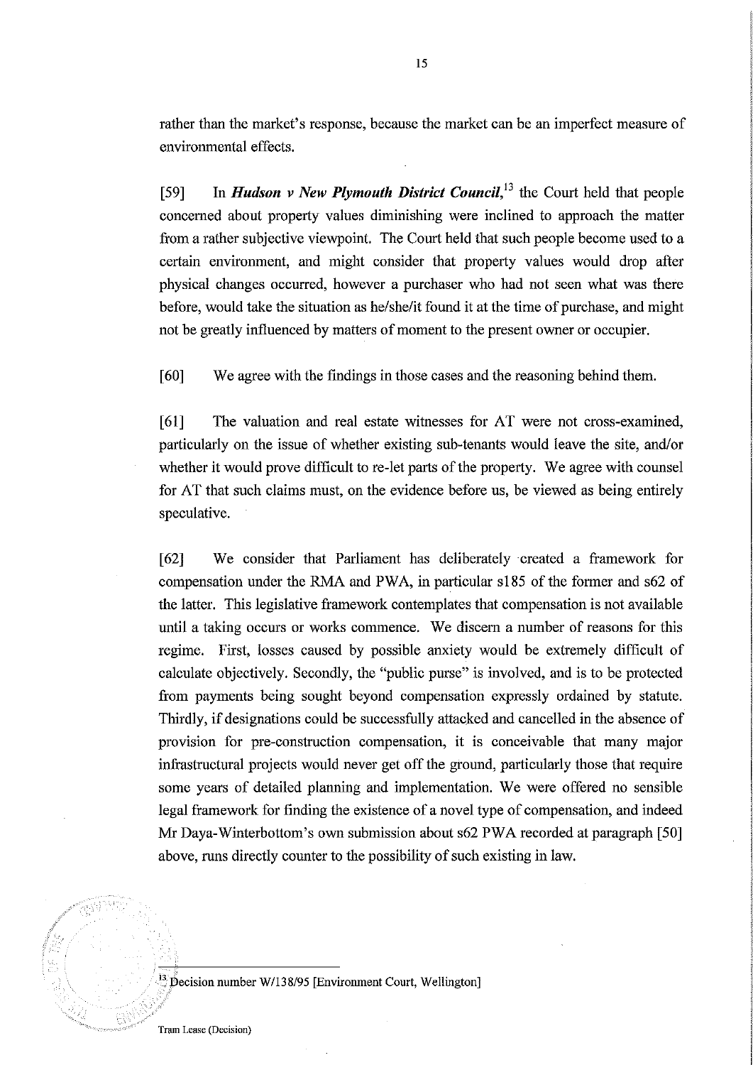rather than the market's response, because the market can be an imperfect measure of environmental effects.

[59] In ***Hudson v New Plymouth District Council***,[13] the Court held that people concerned about property values diminishing were inclined to approach the matter from a rather subjective viewpoint. The Court held that such people become used to a certain environment, and might consider that property values would drop after physical changes occurred, however a purchaser who had not seen what was there before, would take the situation as he/she/it found it at the time of purchase, and might not be greatly influenced by matters of moment to the present owner or occupier.

[60] We agree with the findings in those cases and the reasoning behind them.

[61] The valuation and real estate witnesses for AT were not cross-examined, particularly on the issue of whether existing sub-tenants would leave the site, and/or whether it would prove difficult to re-let parts of the property. We agree with counsel for AT that such claims must, on the evidence before us, be viewed as being entirely speculative.

[62] We consider that Parliament has deliberately created a framework for compensation under the RMA and PWA, in particular s185 of the former and s62 of the latter. This legislative framework contemplates that compensation is not available until a taking occurs or works commence. We discern a number of reasons for this regime. First, losses caused by possible anxiety would be extremely difficult of calculate objectively. Secondly, the "public purse" is involved, and is to be protected from payments being sought beyond compensation expressly ordained by statute. Thirdly, if designations could be successfully attacked and cancelled in the absence of provision for pre-construction compensation, it is conceivable that many major infrastructural projects would never get off the ground, particularly those that require some years of detailed planning and implementation. We were offered no sensible legal framework for finding the existence of a novel type of compensation, and indeed Mr Daya-Winterbottom's own submission about s62 PWA recorded at paragraph [50] above, runs directly counter to the possibility of such existing in law.

---

[13] Decision number W/138/95 [Environment Court, Wellington]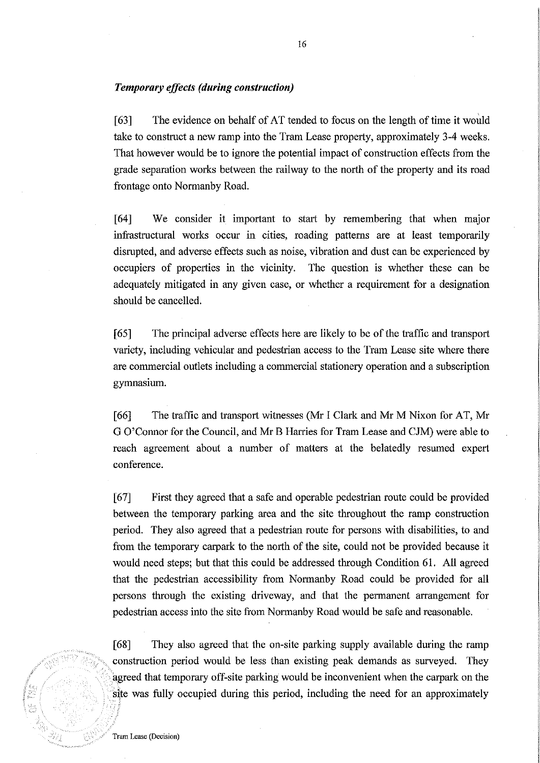### *Temporary effects (during construction)*

[63] The evidence on behalf of AT tended to focus on the length of time it would take to construct a new ramp into the Tram Lease property, approximately 3-4 weeks. That however would be to ignore the potential impact of construction effects from the grade separation works between the railway to the north of the property and its road frontage onto Normanby Road.

[64] We consider it important to start by remembering that when major infrastructural works occur in cities, roading patterns are at least temporarily disrupted, and adverse effects such as noise, vibration and dust can be experienced by occupiers of properties in the vicinity. The question is whether these can be adequately mitigated in any given case, or whether a requirement for a designation should be cancelled.

[65] The principal adverse effects here are likely to be of the traffic and transport variety, including vehicular and pedestrian access to the Tram Lease site where there are commercial outlets including a commercial stationery operation and a subscription gymnasium.

[66] The traffic and transport witnesses (Mr I Clark and Mr M Nixon for AT, Mr G O'Connor for the Council, and Mr B Harries for Tram Lease and CJM) were able to reach agreement about a number of matters at the belatedly resumed expert conference.

[67] First they agreed that a safe and operable pedestrian route could be provided between the temporary parking area and the site throughout the ramp construction period. They also agreed that a pedestrian route for persons with disabilities, to and from the temporary carpark to the north of the site, could not be provided because it would need steps; but that this could be addressed through Condition 61. All agreed that the pedestrian accessibility from Normanby Road could be provided for all persons through the existing driveway, and that the permanent arrangement for pedestrian access into the site from Normanby Road would be safe and reasonable.

[68] They also agreed that the on-site parking supply available during the ramp construction period would be less than existing peak demands as surveyed. They agreed that temporary off-site parking would be inconvenient when the carpark on the site was fully occupied during this period, including the need for an approximately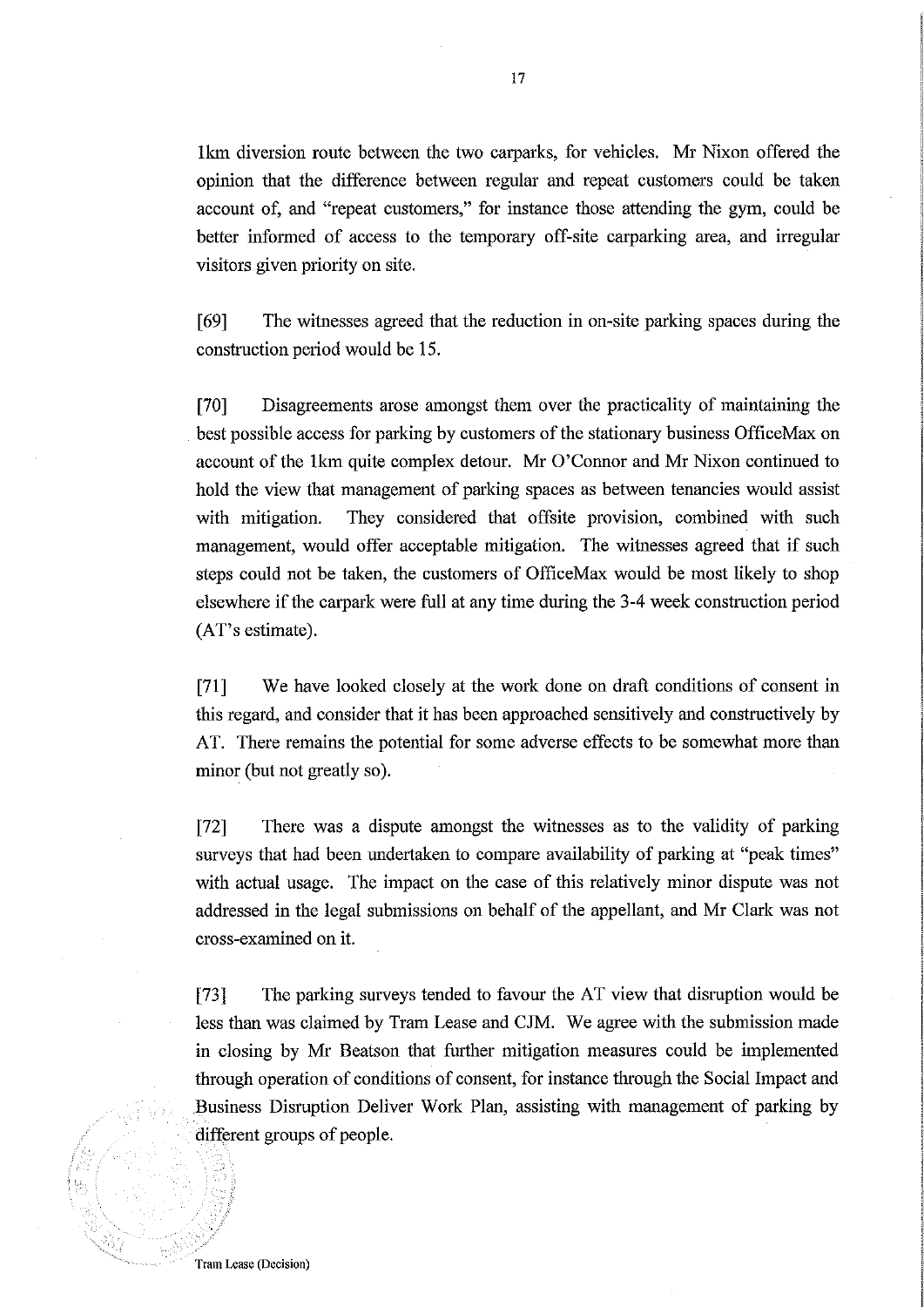1km diversion route between the two carparks, for vehicles. Mr Nixon offered the opinion that the difference between regular and repeat customers could be taken account of, and "repeat customers," for instance those attending the gym, could be better informed of access to the temporary off-site carparking area, and irregular visitors given priority on site.

[69] The witnesses agreed that the reduction in on-site parking spaces during the construction period would be 15.

[70] Disagreements arose amongst them over the practicality of maintaining the best possible access for parking by customers of the stationary business OfficeMax on account of the 1km quite complex detour. Mr O'Connor and Mr Nixon continued to hold the view that management of parking spaces as between tenancies would assist with mitigation. They considered that offsite provision, combined with such management, would offer acceptable mitigation. The witnesses agreed that if such steps could not be taken, the customers of OfficeMax would be most likely to shop elsewhere if the carpark were full at any time during the 3-4 week construction period (AT's estimate).

[71] We have looked closely at the work done on draft conditions of consent in this regard, and consider that it has been approached sensitively and constructively by AT. There remains the potential for some adverse effects to be somewhat more than minor (but not greatly so).

[72] There was a dispute amongst the witnesses as to the validity of parking surveys that had been undertaken to compare availability of parking at "peak times" with actual usage. The impact on the case of this relatively minor dispute was not addressed in the legal submissions on behalf of the appellant, and Mr Clark was not cross-examined on it.

[73] The parking surveys tended to favour the AT view that disruption would be less than was claimed by Tram Lease and CJM. We agree with the submission made in closing by Mr Beatson that further mitigation measures could be implemented through operation of conditions of consent, for instance through the Social Impact and Business Disruption Deliver Work Plan, assisting with management of parking by different groups of people.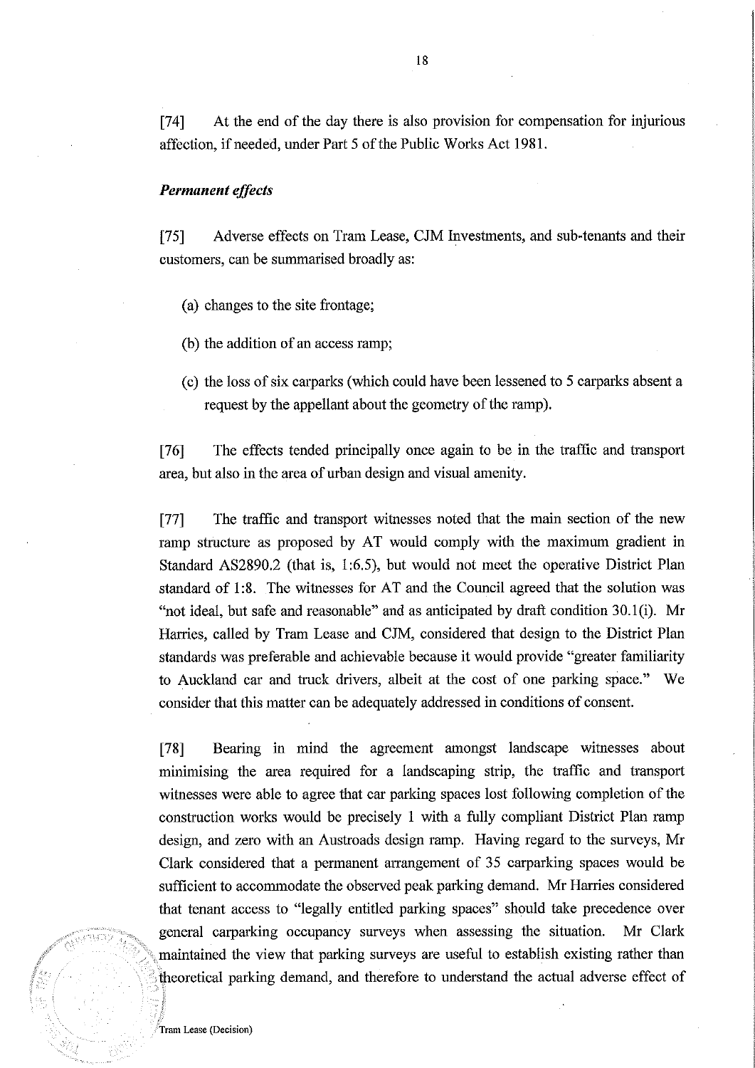[74] At the end of the day there is also provision for compensation for injurious affection, if needed, under Part 5 of the Public Works Act 1981.

### *Permanent effects*

[75] Adverse effects on Tram Lease, CJM Investments, and sub-tenants and their customers, can be summarised broadly as:

(a) changes to the site frontage;

(b) the addition of an access ramp;

(c) the loss of six carparks (which could have been lessened to 5 carparks absent a request by the appellant about the geometry of the ramp).

[76] The effects tended principally once again to be in the traffic and transport area, but also in the area of urban design and visual amenity.

[77] The traffic and transport witnesses noted that the main section of the new ramp structure as proposed by AT would comply with the maximum gradient in Standard AS2890.2 (that is, 1:6.5), but would not meet the operative District Plan standard of 1:8. The witnesses for AT and the Council agreed that the solution was "not ideal, but safe and reasonable" and as anticipated by draft condition 30.1(i). Mr Harries, called by Tram Lease and CJM, considered that design to the District Plan standards was preferable and achievable because it would provide "greater familiarity to Auckland car and truck drivers, albeit at the cost of one parking space." We consider that this matter can be adequately addressed in conditions of consent.

[78] Bearing in mind the agreement amongst landscape witnesses about minimising the area required for a landscaping strip, the traffic and transport witnesses were able to agree that car parking spaces lost following completion of the construction works would be precisely 1 with a fully compliant District Plan ramp design, and zero with an Austroads design ramp. Having regard to the surveys, Mr Clark considered that a permanent arrangement of 35 carparking spaces would be sufficient to accommodate the observed peak parking demand. Mr Harries considered that tenant access to "legally entitled parking spaces" should take precedence over general carparking occupancy surveys when assessing the situation. Mr Clark maintained the view that parking surveys are useful to establish existing rather than theoretical parking demand, and therefore to understand the actual adverse effect of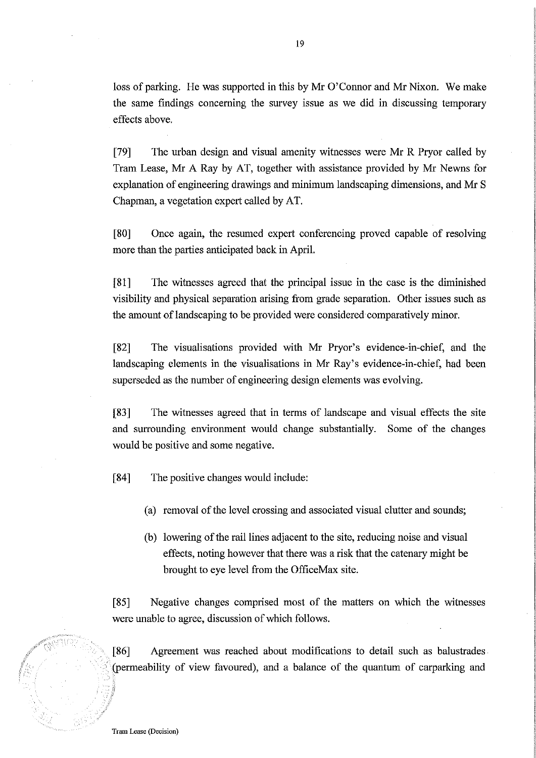loss of parking. He was supported in this by Mr O'Connor and Mr Nixon. We make the same findings concerning the survey issue as we did in discussing temporary effects above.

[79] The urban design and visual amenity witnesses were Mr R Pryor called by Tram Lease, Mr A Ray by AT, together with assistance provided by Mr Newns for explanation of engineering drawings and minimum landscaping dimensions, and Mr S Chapman, a vegetation expert called by AT.

[80] Once again, the resumed expert conferencing proved capable of resolving more than the parties anticipated back in April.

[81] The witnesses agreed that the principal issue in the case is the diminished visibility and physical separation arising from grade separation. Other issues such as the amount of landscaping to be provided were considered comparatively minor.

[82] The visualisations provided with Mr Pryor's evidence-in-chief, and the landscaping elements in the visualisations in Mr Ray's evidence-in-chief, had been superseded as the number of engineering design elements was evolving.

[83] The witnesses agreed that in terms of landscape and visual effects the site and surrounding environment would change substantially. Some of the changes would be positive and some negative.

[84] The positive changes would include:

(a) removal of the level crossing and associated visual clutter and sounds;

(b) lowering of the rail lines adjacent to the site, reducing noise and visual effects, noting however that there was a risk that the catenary might be brought to eye level from the OfficeMax site.

[85] Negative changes comprised most of the matters on which the witnesses were unable to agree, discussion of which follows.

[86] Agreement was reached about modifications to detail such as balustrades (permeability of view favoured), and a balance of the quantum of carparking and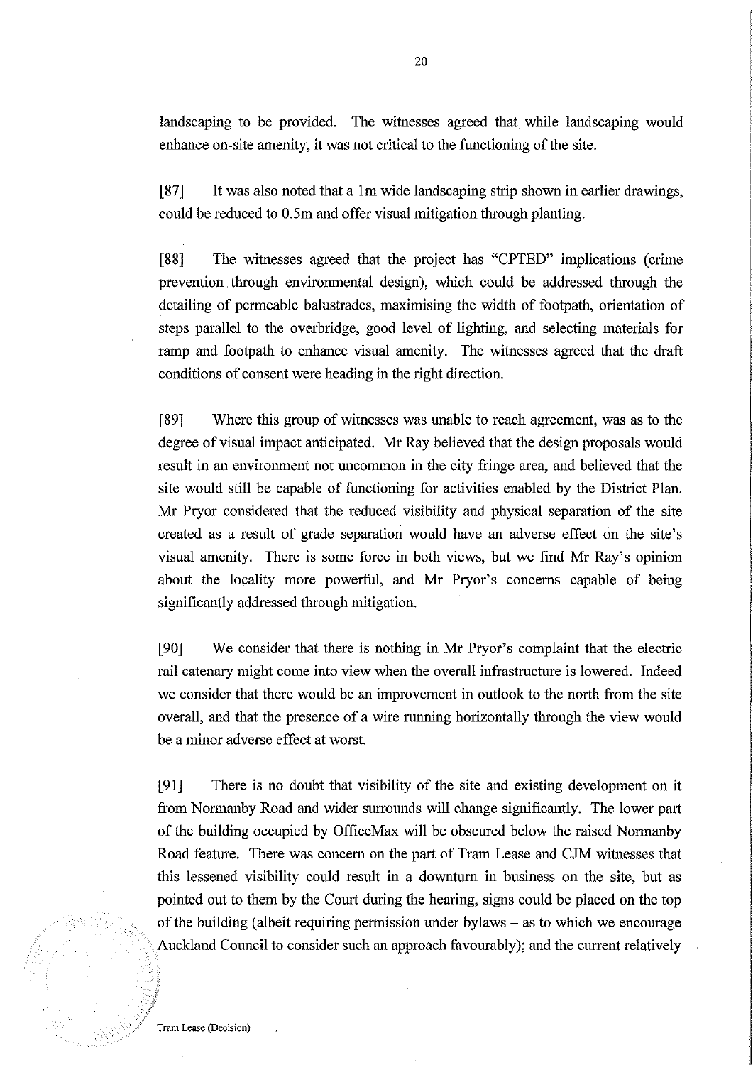landscaping to be provided. The witnesses agreed that while landscaping would enhance on-site amenity, it was not critical to the functioning of the site.

[87] It was also noted that a 1m wide landscaping strip shown in earlier drawings, could be reduced to 0.5m and offer visual mitigation through planting.

[88] The witnesses agreed that the project has "CPTED" implications (crime prevention through environmental design), which could be addressed through the detailing of permeable balustrades, maximising the width of footpath, orientation of steps parallel to the overbridge, good level of lighting, and selecting materials for ramp and footpath to enhance visual amenity. The witnesses agreed that the draft conditions of consent were heading in the right direction.

[89] Where this group of witnesses was unable to reach agreement, was as to the degree of visual impact anticipated. Mr Ray believed that the design proposals would result in an environment not uncommon in the city fringe area, and believed that the site would still be capable of functioning for activities enabled by the District Plan. Mr Pryor considered that the reduced visibility and physical separation of the site created as a result of grade separation would have an adverse effect on the site's visual amenity. There is some force in both views, but we find Mr Ray's opinion about the locality more powerful, and Mr Pryor's concerns capable of being significantly addressed through mitigation.

[90] We consider that there is nothing in Mr Pryor's complaint that the electric rail catenary might come into view when the overall infrastructure is lowered. Indeed we consider that there would be an improvement in outlook to the north from the site overall, and that the presence of a wire running horizontally through the view would be a minor adverse effect at worst.

[91] There is no doubt that visibility of the site and existing development on it from Normanby Road and wider surrounds will change significantly. The lower part of the building occupied by OfficeMax will be obscured below the raised Normanby Road feature. There was concern on the part of Tram Lease and CJM witnesses that this lessened visibility could result in a downturn in business on the site, but as pointed out to them by the Court during the hearing, signs could be placed on the top of the building (albeit requiring permission under bylaws – as to which we encourage Auckland Council to consider such an approach favourably); and the current relatively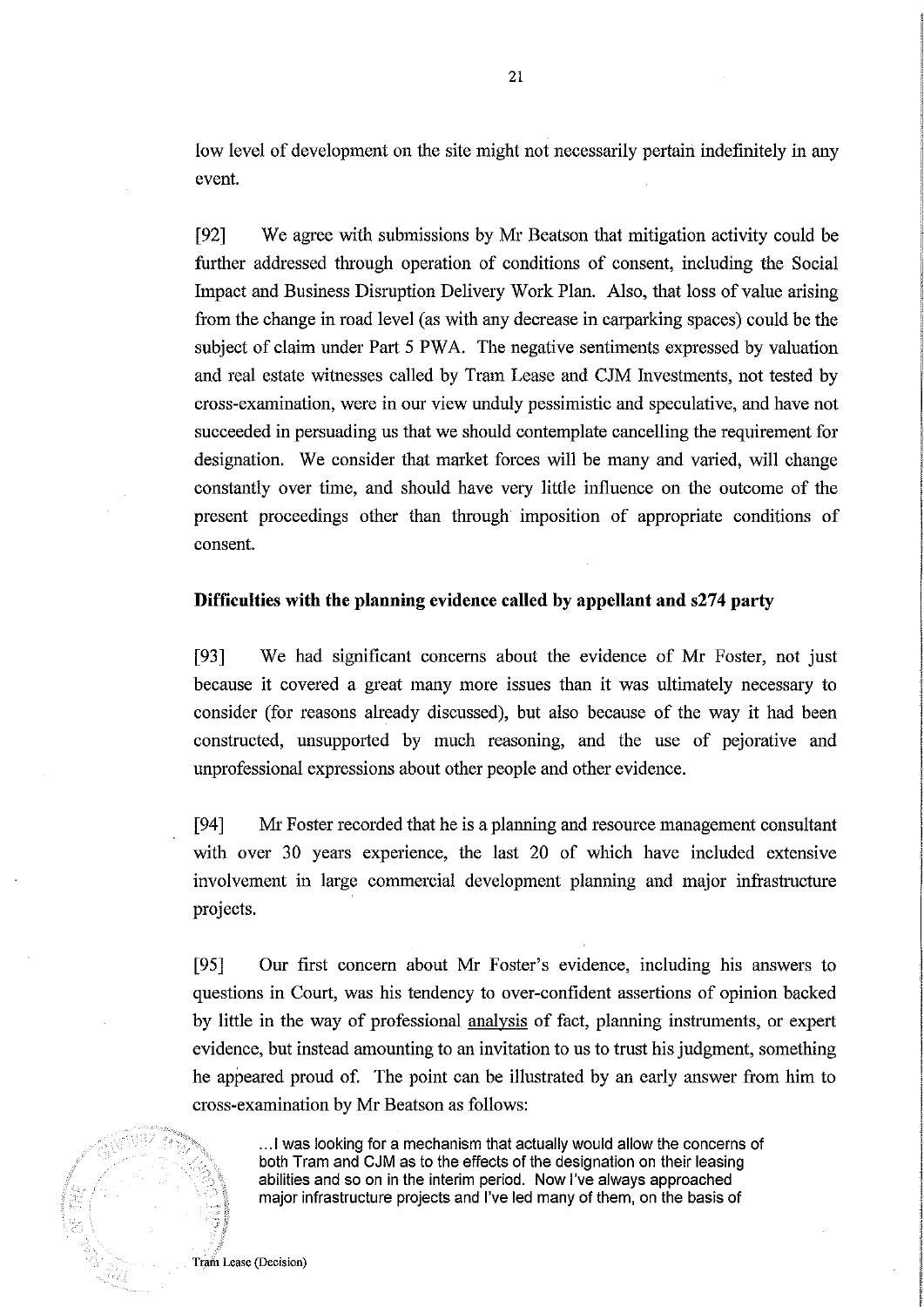low level of development on the site might not necessarily pertain indefinitely in any event.

[92] We agree with submissions by Mr Beatson that mitigation activity could be further addressed through operation of conditions of consent, including the Social Impact and Business Disruption Delivery Work Plan. Also, that loss of value arising from the change in road level (as with any decrease in carparking spaces) could be the subject of claim under Part 5 PWA. The negative sentiments expressed by valuation and real estate witnesses called by Tram Lease and CJM Investments, not tested by cross-examination, were in our view unduly pessimistic and speculative, and have not succeeded in persuading us that we should contemplate cancelling the requirement for designation. We consider that market forces will be many and varied, will change constantly over time, and should have very little influence on the outcome of the present proceedings other than through imposition of appropriate conditions of consent.

**Difficulties with the planning evidence called by appellant and s274 party**

[93] We had significant concerns about the evidence of Mr Foster, not just because it covered a great many more issues than it was ultimately necessary to consider (for reasons already discussed), but also because of the way it had been constructed, unsupported by much reasoning, and the use of pejorative and unprofessional expressions about other people and other evidence.

[94] Mr Foster recorded that he is a planning and resource management consultant with over 30 years experience, the last 20 of which have included extensive involvement in large commercial development planning and major infrastructure projects.

[95] Our first concern about Mr Foster's evidence, including his answers to questions in Court, was his tendency to over-confident assertions of opinion backed by little in the way of professional <u>analysis</u> of fact, planning instruments, or expert evidence, but instead amounting to an invitation to us to trust his judgment, something he appeared proud of. The point can be illustrated by an early answer from him to cross-examination by Mr Beatson as follows:

> ...I was looking for a mechanism that actually would allow the concerns of both Tram and CJM as to the effects of the designation on their leasing abilities and so on in the interim period. Now I've always approached major infrastructure projects and I've led many of them, on the basis of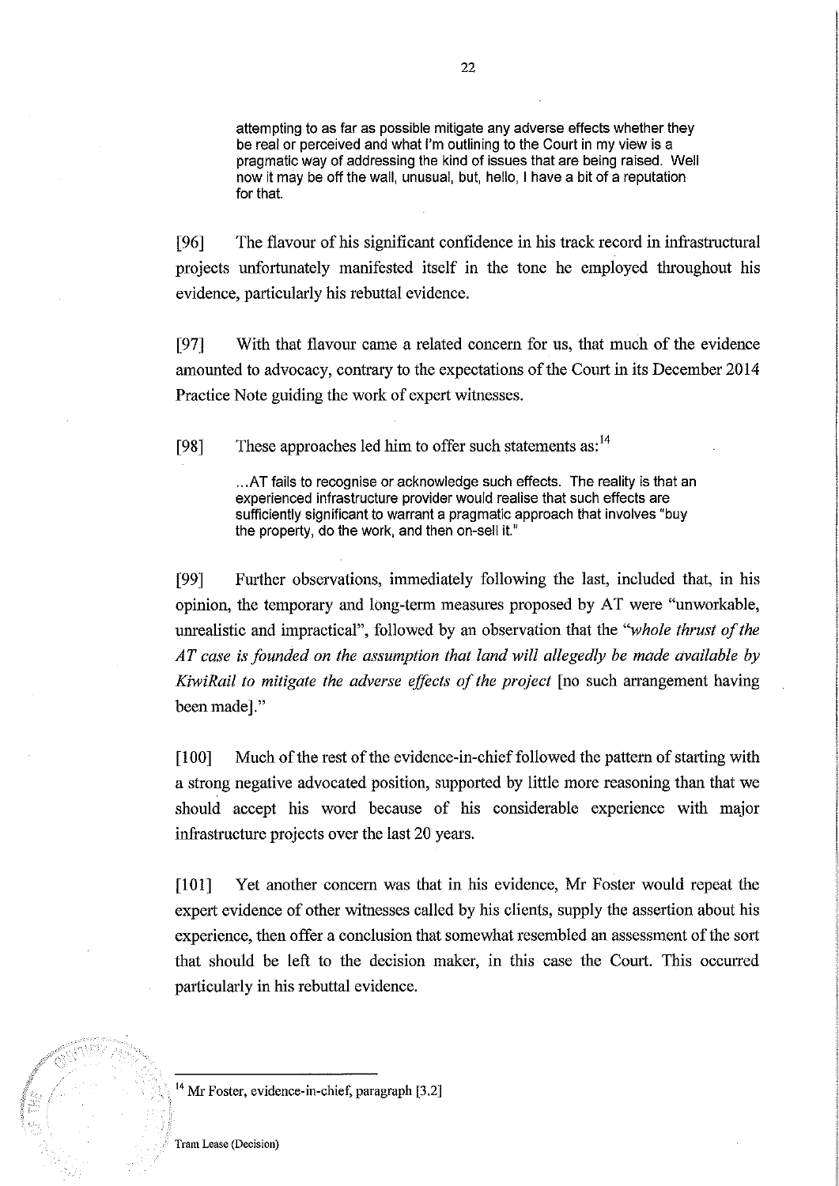> attempting to as far as possible mitigate any adverse effects whether they be real or perceived and what I'm outlining to the Court in my view is a pragmatic way of addressing the kind of issues that are being raised. Well now it may be off the wall, unusual, but, hello, I have a bit of a reputation for that.

[96] The flavour of his significant confidence in his track record in infrastructural projects unfortunately manifested itself in the tone he employed throughout his evidence, particularly his rebuttal evidence.

[97] With that flavour came a related concern for us, that much of the evidence amounted to advocacy, contrary to the expectations of the Court in its December 2014 Practice Note guiding the work of expert witnesses.

[98] These approaches led him to offer such statements as:[14]

> ...AT fails to recognise or acknowledge such effects. The reality is that an experienced infrastructure provider would realise that such effects are sufficiently significant to warrant a pragmatic approach that involves "buy the property, do the work, and then on-sell it."

[99] Further observations, immediately following the last, included that, in his opinion, the temporary and long-term measures proposed by AT were "unworkable, unrealistic and impractical", followed by an observation that the "*whole thrust of the AT case is founded on the assumption that land will allegedly be made available by KiwiRail to mitigate the adverse effects of the project* [no such arrangement having been made]."

[100] Much of the rest of the evidence-in-chief followed the pattern of starting with a strong negative advocated position, supported by little more reasoning than that we should accept his word because of his considerable experience with major infrastructure projects over the last 20 years.

[101] Yet another concern was that in his evidence, Mr Foster would repeat the expert evidence of other witnesses called by his clients, supply the assertion about his experience, then offer a conclusion that somewhat resembled an assessment of the sort that should be left to the decision maker, in this case the Court. This occurred particularly in his rebuttal evidence.

---

[14] Mr Foster, evidence-in-chief, paragraph [3.2]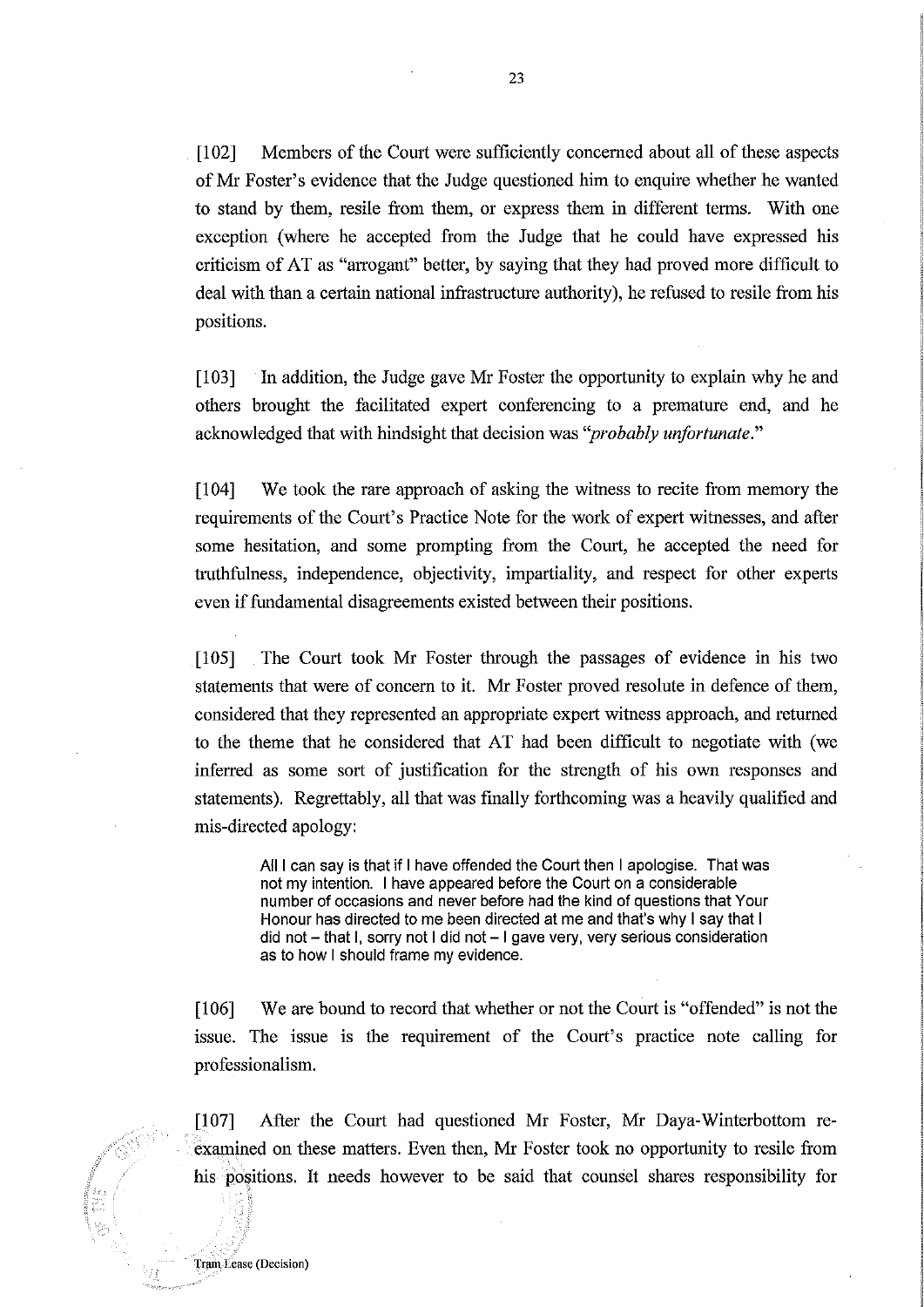[102] Members of the Court were sufficiently concerned about all of these aspects of Mr Foster's evidence that the Judge questioned him to enquire whether he wanted to stand by them, resile from them, or express them in different terms. With one exception (where he accepted from the Judge that he could have expressed his criticism of AT as "arrogant" better, by saying that they had proved more difficult to deal with than a certain national infrastructure authority), he refused to resile from his positions.

[103] In addition, the Judge gave Mr Foster the opportunity to explain why he and others brought the facilitated expert conferencing to a premature end, and he acknowledged that with hindsight that decision was "*probably unfortunate*."

[104] We took the rare approach of asking the witness to recite from memory the requirements of the Court's Practice Note for the work of expert witnesses, and after some hesitation, and some prompting from the Court, he accepted the need for truthfulness, independence, objectivity, impartiality, and respect for other experts even if fundamental disagreements existed between their positions.

[105] The Court took Mr Foster through the passages of evidence in his two statements that were of concern to it. Mr Foster proved resolute in defence of them, considered that they represented an appropriate expert witness approach, and returned to the theme that he considered that AT had been difficult to negotiate with (we inferred as some sort of justification for the strength of his own responses and statements). Regrettably, all that was finally forthcoming was a heavily qualified and mis-directed apology:

> All I can say is that if I have offended the Court then I apologise. That was not my intention. I have appeared before the Court on a considerable number of occasions and never before had the kind of questions that Your Honour has directed to me been directed at me and that's why I say that I did not – that I, sorry not I did not – I gave very, very serious consideration as to how I should frame my evidence.

[106] We are bound to record that whether or not the Court is "offended" is not the issue. The issue is the requirement of the Court's practice note calling for professionalism.

[107] After the Court had questioned Mr Foster, Mr Daya-Winterbottom re-examined on these matters. Even then, Mr Foster took no opportunity to resile from his positions. It needs however to be said that counsel shares responsibility for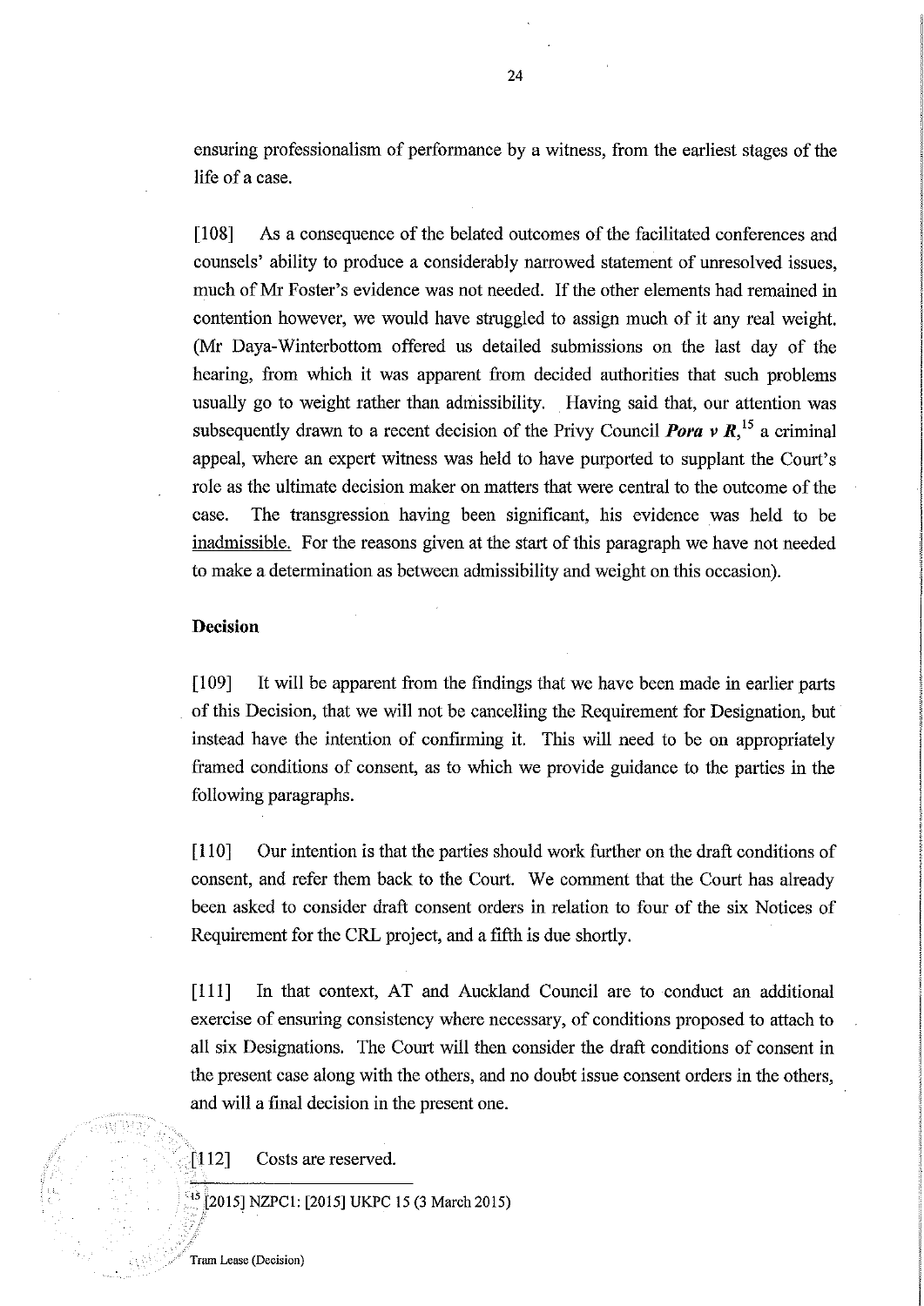ensuring professionalism of performance by a witness, from the earliest stages of the life of a case.

[108] As a consequence of the belated outcomes of the facilitated conferences and counsels' ability to produce a considerably narrowed statement of unresolved issues, much of Mr Foster's evidence was not needed. If the other elements had remained in contention however, we would have struggled to assign much of it any real weight. (Mr Daya-Winterbottom offered us detailed submissions on the last day of the hearing, from which it was apparent from decided authorities that such problems usually go to weight rather than admissibility. Having said that, our attention was subsequently drawn to a recent decision of the Privy Council ***Pora v R***,[15] a criminal appeal, where an expert witness was held to have purported to supplant the Court's role as the ultimate decision maker on matters that were central to the outcome of the case. The transgression having been significant, his evidence was held to be inadmissible. For the reasons given at the start of this paragraph we have not needed to make a determination as between admissibility and weight on this occasion).

**Decision**

[109] It will be apparent from the findings that we have been made in earlier parts of this Decision, that we will not be cancelling the Requirement for Designation, but instead have the intention of confirming it. This will need to be on appropriately framed conditions of consent, as to which we provide guidance to the parties in the following paragraphs.

[110] Our intention is that the parties should work further on the draft conditions of consent, and refer them back to the Court. We comment that the Court has already been asked to consider draft consent orders in relation to four of the six Notices of Requirement for the CRL project, and a fifth is due shortly.

[111] In that context, AT and Auckland Council are to conduct an additional exercise of ensuring consistency where necessary, of conditions proposed to attach to all six Designations. The Court will then consider the draft conditions of consent in the present case along with the others, and no doubt issue consent orders in the others, and will a final decision in the present one.

[112] Costs are reserved.

[15] [2015] NZPC1: [2015] UKPC 15 (3 March 2015)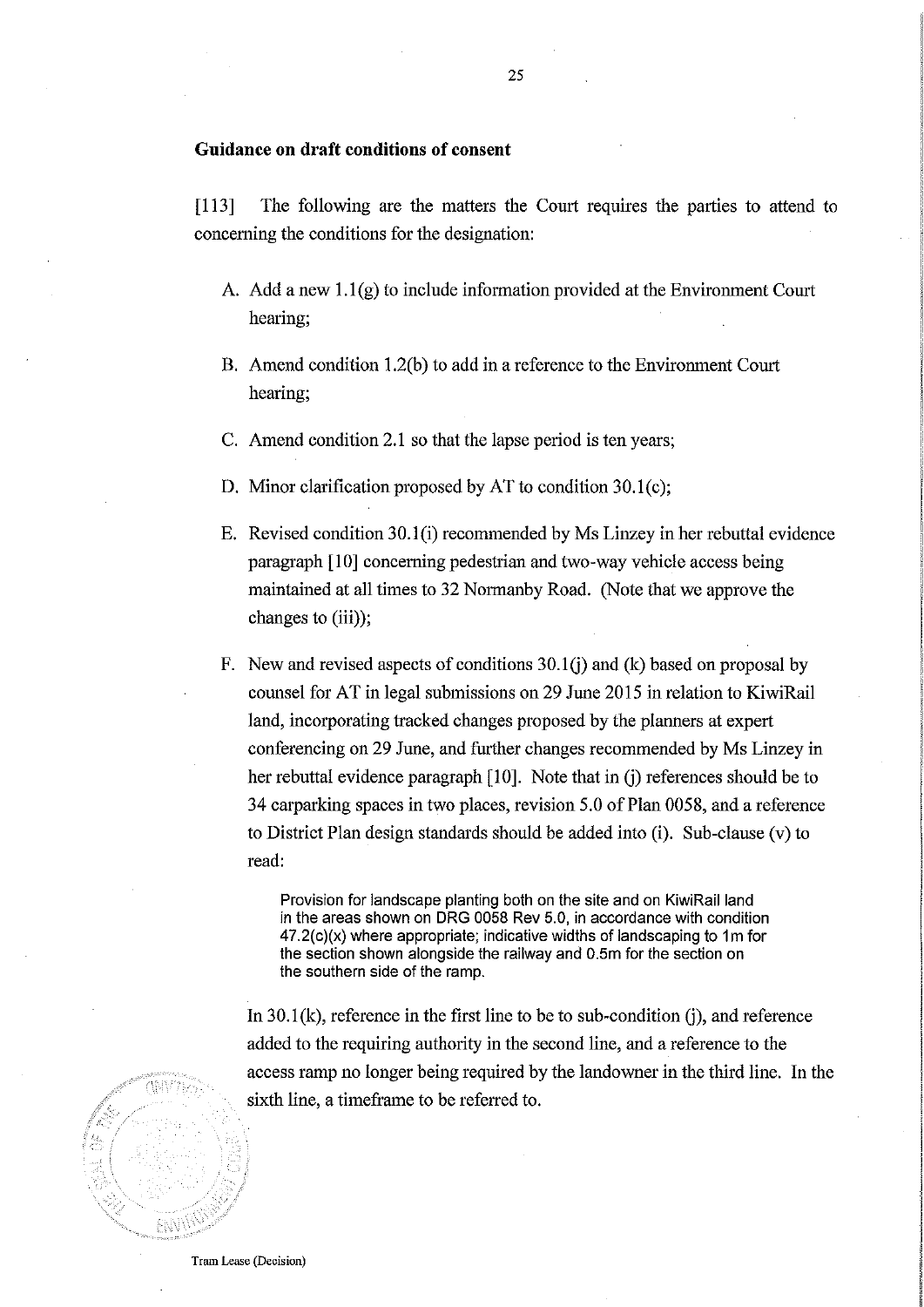## Guidance on draft conditions of consent

[113] The following are the matters the Court requires the parties to attend to concerning the conditions for the designation:

A. Add a new 1.1(g) to include information provided at the Environment Court hearing;

B. Amend condition 1.2(b) to add in a reference to the Environment Court hearing;

C. Amend condition 2.1 so that the lapse period is ten years;

D. Minor clarification proposed by AT to condition 30.1(c);

E. Revised condition 30.1(i) recommended by Ms Linzey in her rebuttal evidence paragraph [10] concerning pedestrian and two-way vehicle access being maintained at all times to 32 Normanby Road. (Note that we approve the changes to (iii));

F. New and revised aspects of conditions 30.1(j) and (k) based on proposal by counsel for AT in legal submissions on 29 June 2015 in relation to KiwiRail land, incorporating tracked changes proposed by the planners at expert conferencing on 29 June, and further changes recommended by Ms Linzey in her rebuttal evidence paragraph [10]. Note that in (j) references should be to 34 carparking spaces in two places, revision 5.0 of Plan 0058, and a reference to District Plan design standards should be added into (i). Sub-clause (v) to read:

   > Provision for landscape planting both on the site and on KiwiRail land in the areas shown on DRG 0058 Rev 5.0, in accordance with condition 47.2(c)(x) where appropriate; indicative widths of landscaping to 1m for the section shown alongside the railway and 0.5m for the section on the southern side of the ramp.

   In 30.1(k), reference in the first line to be to sub-condition (j), and reference added to the requiring authority in the second line, and a reference to the access ramp no longer being required by the landowner in the third line. In the sixth line, a timeframe to be referred to.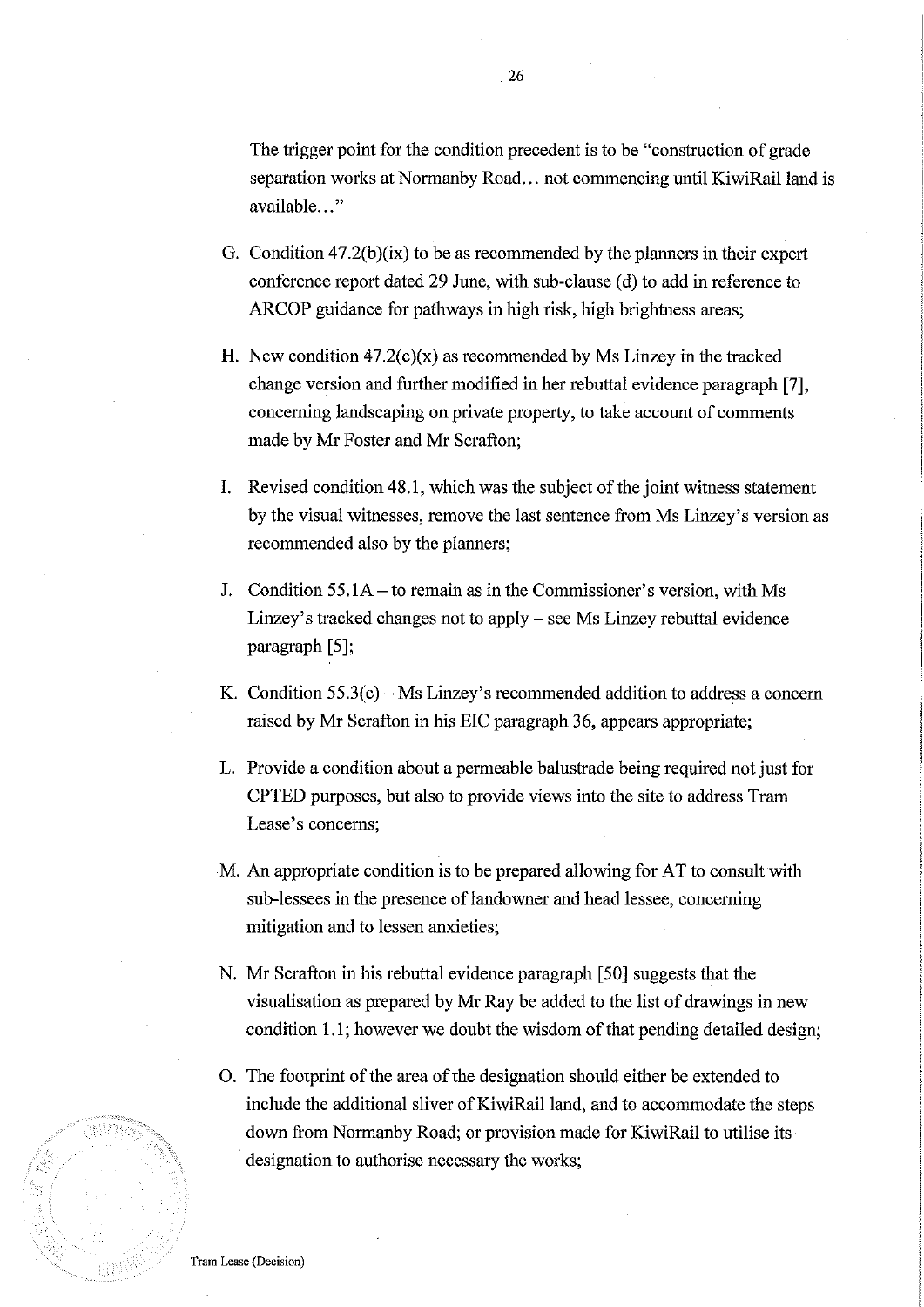The trigger point for the condition precedent is to be "construction of grade separation works at Normanby Road… not commencing until KiwiRail land is available…"

G. Condition 47.2(b)(ix) to be as recommended by the planners in their expert conference report dated 29 June, with sub-clause (d) to add in reference to ARCOP guidance for pathways in high risk, high brightness areas;

H. New condition 47.2(c)(x) as recommended by Ms Linzey in the tracked change version and further modified in her rebuttal evidence paragraph [7], concerning landscaping on private property, to take account of comments made by Mr Foster and Mr Scrafton;

I. Revised condition 48.1, which was the subject of the joint witness statement by the visual witnesses, remove the last sentence from Ms Linzey's version as recommended also by the planners;

J. Condition 55.1A – to remain as in the Commissioner's version, with Ms Linzey's tracked changes not to apply – see Ms Linzey rebuttal evidence paragraph [5];

K. Condition 55.3(c) – Ms Linzey's recommended addition to address a concern raised by Mr Scrafton in his EIC paragraph 36, appears appropriate;

L. Provide a condition about a permeable balustrade being required not just for CPTED purposes, but also to provide views into the site to address Tram Lease's concerns;

M. An appropriate condition is to be prepared allowing for AT to consult with sub-lessees in the presence of landowner and head lessee, concerning mitigation and to lessen anxieties;

N. Mr Scrafton in his rebuttal evidence paragraph [50] suggests that the visualisation as prepared by Mr Ray be added to the list of drawings in new condition 1.1; however we doubt the wisdom of that pending detailed design;

O. The footprint of the area of the designation should either be extended to include the additional sliver of KiwiRail land, and to accommodate the steps down from Normanby Road; or provision made for KiwiRail to utilise its designation to authorise necessary the works;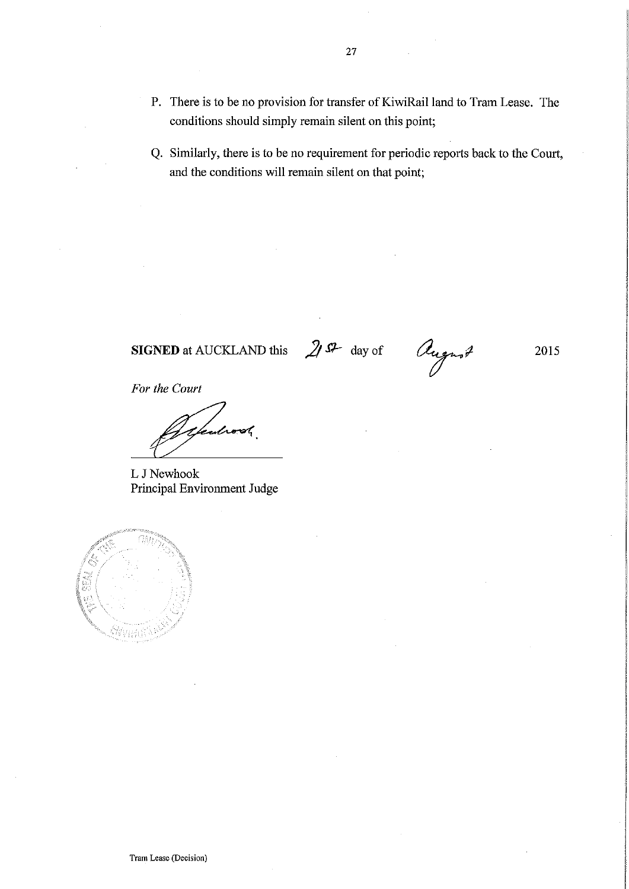P. There is to be no provision for transfer of KiwiRail land to Tram Lease. The conditions should simply remain silent on this point;

Q. Similarly, there is to be no requirement for periodic reports back to the Court, and the conditions will remain silent on that point;

**SIGNED** at AUCKLAND this 21st day of August 2015

*For the Court*

L J Newhook
Principal Environment Judge

Tram Lease (Decision)